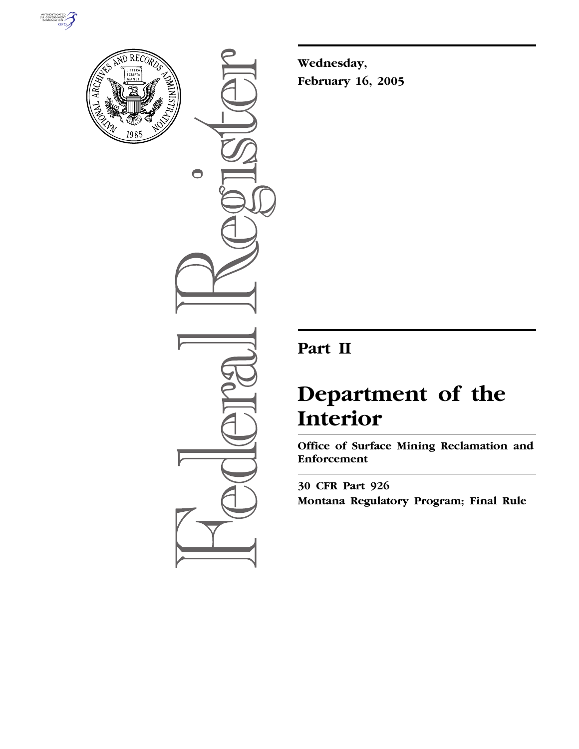Wednesday,

February 16, 2005

# Part II

# Department of the Interior

## Office of Surface Mining Reclamation and Enforcement

30 CFR Part 926

Montana Regulatory Program; Final Rule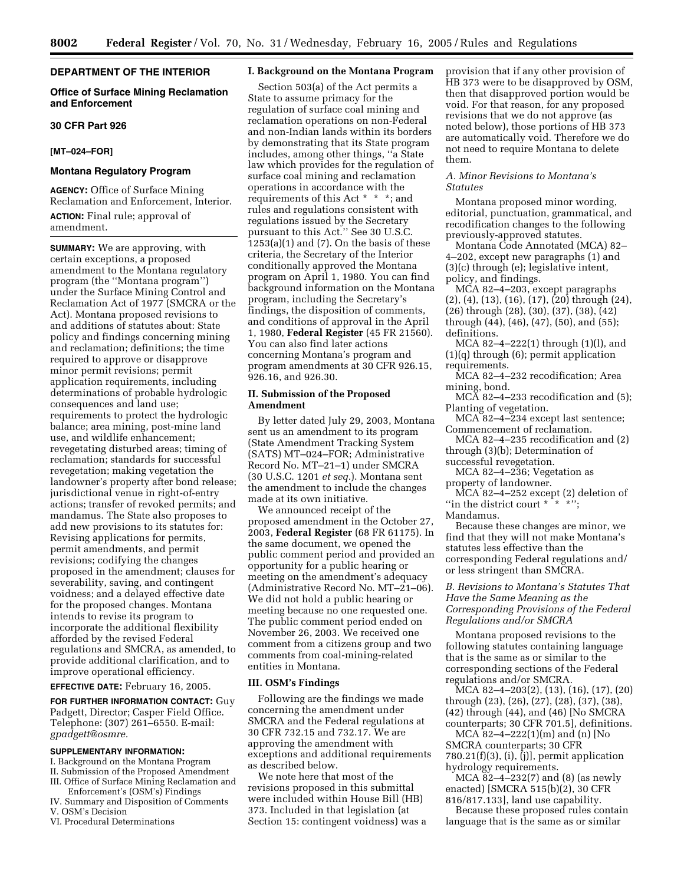**DEPARTMENT OF THE INTERIOR**

**Office of Surface Mining Reclamation and Enforcement**

**30 CFR Part 926**

**[MT–024–FOR]**

**Montana Regulatory Program**

**AGENCY:** Office of Surface Mining Reclamation and Enforcement, Interior.

**ACTION:** Final rule; approval of amendment.

**SUMMARY:** We are approving, with certain exceptions, a proposed amendment to the Montana regulatory program (the ''Montana program'') under the Surface Mining Control and Reclamation Act of 1977 (SMCRA or the Act). Montana proposed revisions to and additions of statutes about: State policy and findings concerning mining and reclamation; definitions; the time required to approve or disapprove minor permit revisions; permit application requirements, including determinations of probable hydrologic consequences and land use; requirements to protect the hydrologic balance; area mining, post-mine land use, and wildlife enhancement; revegetating disturbed areas; timing of reclamation; standards for successful revegetation; making vegetation the landowner's property after bond release; jurisdictional venue in right-of-entry actions; transfer of revoked permits; and mandamus. The State also proposes to add new provisions to its statutes for: Revising applications for permits, permit amendments, and permit revisions; codifying the changes proposed in the amendment; clauses for severability, saving, and contingent voidness; and a delayed effective date for the proposed changes. Montana intends to revise its program to incorporate the additional flexibility afforded by the revised Federal regulations and SMCRA, as amended, to provide additional clarification, and to improve operational efficiency.

**EFFECTIVE DATE:** February 16, 2005.

**FOR FURTHER INFORMATION CONTACT:** Guy Padgett, Director; Casper Field Office. Telephone: (307) 261–6550. E-mail: *gpadgett@osmre.*

**SUPPLEMENTARY INFORMATION:**

I. Background on the Montana Program
II. Submission of the Proposed Amendment
III. Office of Surface Mining Reclamation and Enforcement's (OSM's) Findings
IV. Summary and Disposition of Comments
V. OSM's Decision
VI. Procedural Determinations

**I. Background on the Montana Program**

Section 503(a) of the Act permits a State to assume primacy for the regulation of surface coal mining and reclamation operations on non-Federal and non-Indian lands within its borders by demonstrating that its State program includes, among other things, ''a State law which provides for the regulation of surface coal mining and reclamation operations in accordance with the requirements of this Act * * *; and rules and regulations consistent with regulations issued by the Secretary pursuant to this Act.'' See 30 U.S.C. 1253(a)(1) and (7). On the basis of these criteria, the Secretary of the Interior conditionally approved the Montana program on April 1, 1980. You can find background information on the Montana program, including the Secretary's findings, the disposition of comments, and conditions of approval in the April 1, 1980, **Federal Register** (45 FR 21560). You can also find later actions concerning Montana's program and program amendments at 30 CFR 926.15, 926.16, and 926.30.

**II. Submission of the Proposed Amendment**

By letter dated July 29, 2003, Montana sent us an amendment to its program (State Amendment Tracking System (SATS) MT–024–FOR; Administrative Record No. MT–21–1) under SMCRA (30 U.S.C. 1201 *et seq.*). Montana sent the amendment to include the changes made at its own initiative.

We announced receipt of the proposed amendment in the October 27, 2003, **Federal Register** (68 FR 61175). In the same document, we opened the public comment period and provided an opportunity for a public hearing or meeting on the amendment's adequacy (Administrative Record No. MT–21–06). We did not hold a public hearing or meeting because no one requested one. The public comment period ended on November 26, 2003. We received one comment from a citizens group and two comments from coal-mining-related entities in Montana.

**III. OSM's Findings**

Following are the findings we made concerning the amendment under SMCRA and the Federal regulations at 30 CFR 732.15 and 732.17. We are approving the amendment with exceptions and additional requirements as described below.

We note here that most of the revisions proposed in this submittal were included within House Bill (HB) 373. Included in that legislation (at Section 15: contingent voidness) was a provision that if any other provision of HB 373 were to be disapproved by OSM, then that disapproved portion would be void. For that reason, for any proposed revisions that we do not approve (as noted below), those portions of HB 373 are automatically void. Therefore we do not need to require Montana to delete them.

*A. Minor Revisions to Montana's Statutes*

Montana proposed minor wording, editorial, punctuation, grammatical, and recodification changes to the following previously-approved statutes.

Montana Code Annotated (MCA) 82–4–202, except new paragraphs (1) and (3)(c) through (e); legislative intent, policy, and findings.

MCA 82–4–203, except paragraphs (2), (4), (13), (16), (17), (20) through (24), (26) through (28), (30), (37), (38), (42) through (44), (46), (47), (50), and (55); definitions.

MCA 82–4–222(1) through (1)(l), and (1)(q) through (6); permit application requirements.

MCA 82–4–232 recodification; Area mining, bond.

MCA 82–4–233 recodification and (5); Planting of vegetation.

MCA 82–4–234 except last sentence; Commencement of reclamation.

MCA 82–4–235 recodification and (2) through (3)(b); Determination of successful revegetation.

MCA 82–4–236; Vegetation as property of landowner.

MCA 82–4–252 except (2) deletion of ''in the district court * * *''; Mandamus.

Because these changes are minor, we find that they will not make Montana's statutes less effective than the corresponding Federal regulations and/or less stringent than SMCRA.

*B. Revisions to Montana's Statutes That Have the Same Meaning as the Corresponding Provisions of the Federal Regulations and/or SMCRA*

Montana proposed revisions to the following statutes containing language that is the same as or similar to the corresponding sections of the Federal regulations and/or SMCRA.

MCA 82–4–203(2), (13), (16), (17), (20) through (23), (26), (27), (28), (37), (38), (42) through (44), and (46) [No SMCRA counterparts; 30 CFR 701.5], definitions.

MCA 82–4–222(1)(m) and (n) [No SMCRA counterparts; 30 CFR 780.21(f)(3), (i), (j)], permit application hydrology requirements.

MCA 82–4–232(7) and (8) (as newly enacted) [SMCRA 515(b)(2), 30 CFR 816/817.133], land use capability.

Because these proposed rules contain language that is the same as or similar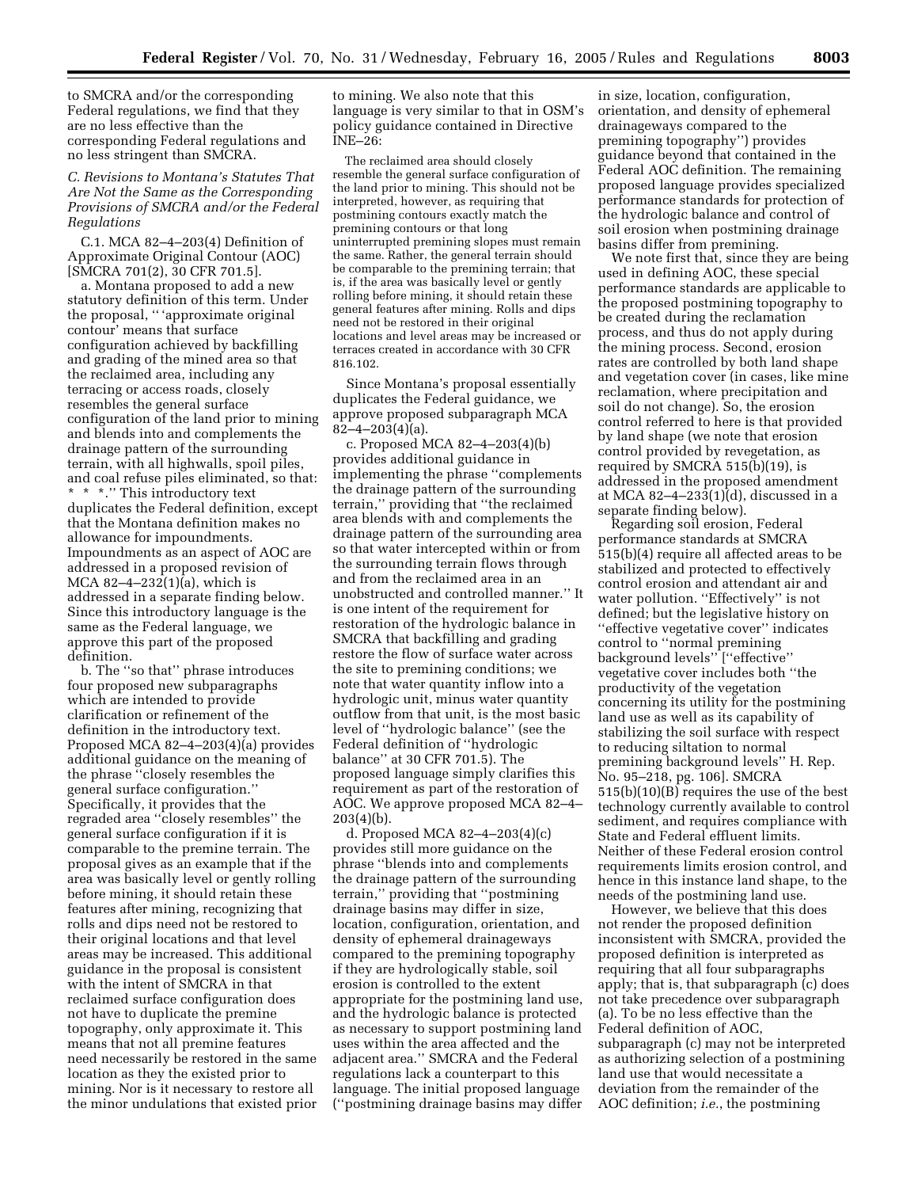to SMCRA and/or the corresponding Federal regulations, we find that they are no less effective than the corresponding Federal regulations and no less stringent than SMCRA.

### *C. Revisions to Montana's Statutes That Are Not the Same as the Corresponding Provisions of SMCRA and/or the Federal Regulations*

C.1. MCA 82–4–203(4) Definition of Approximate Original Contour (AOC) [SMCRA 701(2), 30 CFR 701.5].

a. Montana proposed to add a new statutory definition of this term. Under the proposal, '' 'approximate original contour' means that surface configuration achieved by backfilling and grading of the mined area so that the reclaimed area, including any terracing or access roads, closely resembles the general surface configuration of the land prior to mining and blends into and complements the drainage pattern of the surrounding terrain, with all highwalls, spoil piles, and coal refuse piles eliminated, so that: * * *.'' This introductory text duplicates the Federal definition, except that the Montana definition makes no allowance for impoundments. Impoundments as an aspect of AOC are addressed in a proposed revision of MCA 82–4–232(1)(a), which is addressed in a separate finding below. Since this introductory language is the same as the Federal language, we approve this part of the proposed definition.

b. The ''so that'' phrase introduces four proposed new subparagraphs which are intended to provide clarification or refinement of the definition in the introductory text. Proposed MCA 82–4–203(4)(a) provides additional guidance on the meaning of the phrase ''closely resembles the general surface configuration.'' Specifically, it provides that the regraded area ''closely resembles'' the general surface configuration if it is comparable to the premine terrain. The proposal gives as an example that if the area was basically level or gently rolling before mining, it should retain these features after mining, recognizing that rolls and dips need not be restored to their original locations and that level areas may be increased. This additional guidance in the proposal is consistent with the intent of SMCRA in that reclaimed surface configuration does not have to duplicate the premine topography, only approximate it. This means that not all premine features need necessarily be restored in the same location as they the existed prior to mining. Nor is it necessary to restore all the minor undulations that existed prior to mining. We also note that this language is very similar to that in OSM's policy guidance contained in Directive INE–26:

> The reclaimed area should closely resemble the general surface configuration of the land prior to mining. This should not be interpreted, however, as requiring that postmining contours exactly match the premining contours or that long uninterrupted premining slopes must remain the same. Rather, the general terrain should be comparable to the premining terrain; that is, if the area was basically level or gently rolling before mining, it should retain these general features after mining. Rolls and dips need not be restored in their original locations and level areas may be increased or terraces created in accordance with 30 CFR 816.102.

Since Montana's proposal essentially duplicates the Federal guidance, we approve proposed subparagraph MCA 82–4–203(4)(a).

c. Proposed MCA 82–4–203(4)(b) provides additional guidance in implementing the phrase ''complements the drainage pattern of the surrounding terrain,'' providing that ''the reclaimed area blends with and complements the drainage pattern of the surrounding area so that water intercepted within or from the surrounding terrain flows through and from the reclaimed area in an unobstructed and controlled manner.'' It is one intent of the requirement for restoration of the hydrologic balance in SMCRA that backfilling and grading restore the flow of surface water across the site to premining conditions; we note that water quantity inflow into a hydrologic unit, minus water quantity outflow from that unit, is the most basic level of ''hydrologic balance'' (see the Federal definition of ''hydrologic balance'' at 30 CFR 701.5). The proposed language simply clarifies this requirement as part of the restoration of AOC. We approve proposed MCA 82–4–203(4)(b).

d. Proposed MCA 82–4–203(4)(c) provides still more guidance on the phrase ''blends into and complements the drainage pattern of the surrounding terrain,'' providing that ''postmining drainage basins may differ in size, location, configuration, orientation, and density of ephemeral drainageways compared to the premining topography if they are hydrologically stable, soil erosion is controlled to the extent appropriate for the postmining land use, and the hydrologic balance is protected as necessary to support postmining land uses within the area affected and the adjacent area.'' SMCRA and the Federal regulations lack a counterpart to this language. The initial proposed language (''postmining drainage basins may differ in size, location, configuration, orientation, and density of ephemeral drainageways compared to the premining topography'') provides guidance beyond that contained in the Federal AOC definition. The remaining proposed language provides specialized performance standards for protection of the hydrologic balance and control of soil erosion when postmining drainage basins differ from premining.

We note first that, since they are being used in defining AOC, these special performance standards are applicable to the proposed postmining topography to be created during the reclamation process, and thus do not apply during the mining process. Second, erosion rates are controlled by both land shape and vegetation cover (in cases, like mine reclamation, where precipitation and soil do not change). So, the erosion control referred to here is that provided by land shape (we note that erosion control provided by revegetation, as required by SMCRA 515(b)(19), is addressed in the proposed amendment at MCA 82–4–233(1)(d), discussed in a separate finding below).

Regarding soil erosion, Federal performance standards at SMCRA 515(b)(4) require all affected areas to be stabilized and protected to effectively control erosion and attendant air and water pollution. ''Effectively'' is not defined; but the legislative history on ''effective vegetative cover'' indicates control to ''normal premining background levels'' [''effective'' vegetative cover includes both ''the productivity of the vegetation concerning its utility for the postmining land use as well as its capability of stabilizing the soil surface with respect to reducing siltation to normal premining background levels'' H. Rep. No. 95–218, pg. 106]. SMCRA 515(b)(10)(B) requires the use of the best technology currently available to control sediment, and requires compliance with State and Federal effluent limits. Neither of these Federal erosion control requirements limits erosion control, and hence in this instance land shape, to the needs of the postmining land use.

However, we believe that this does not render the proposed definition inconsistent with SMCRA, provided the proposed definition is interpreted as requiring that all four subparagraphs apply; that is, that subparagraph (c) does not take precedence over subparagraph (a). To be no less effective than the Federal definition of AOC, subparagraph (c) may not be interpreted as authorizing selection of a postmining land use that would necessitate a deviation from the remainder of the AOC definition; *i.e.*, the postmining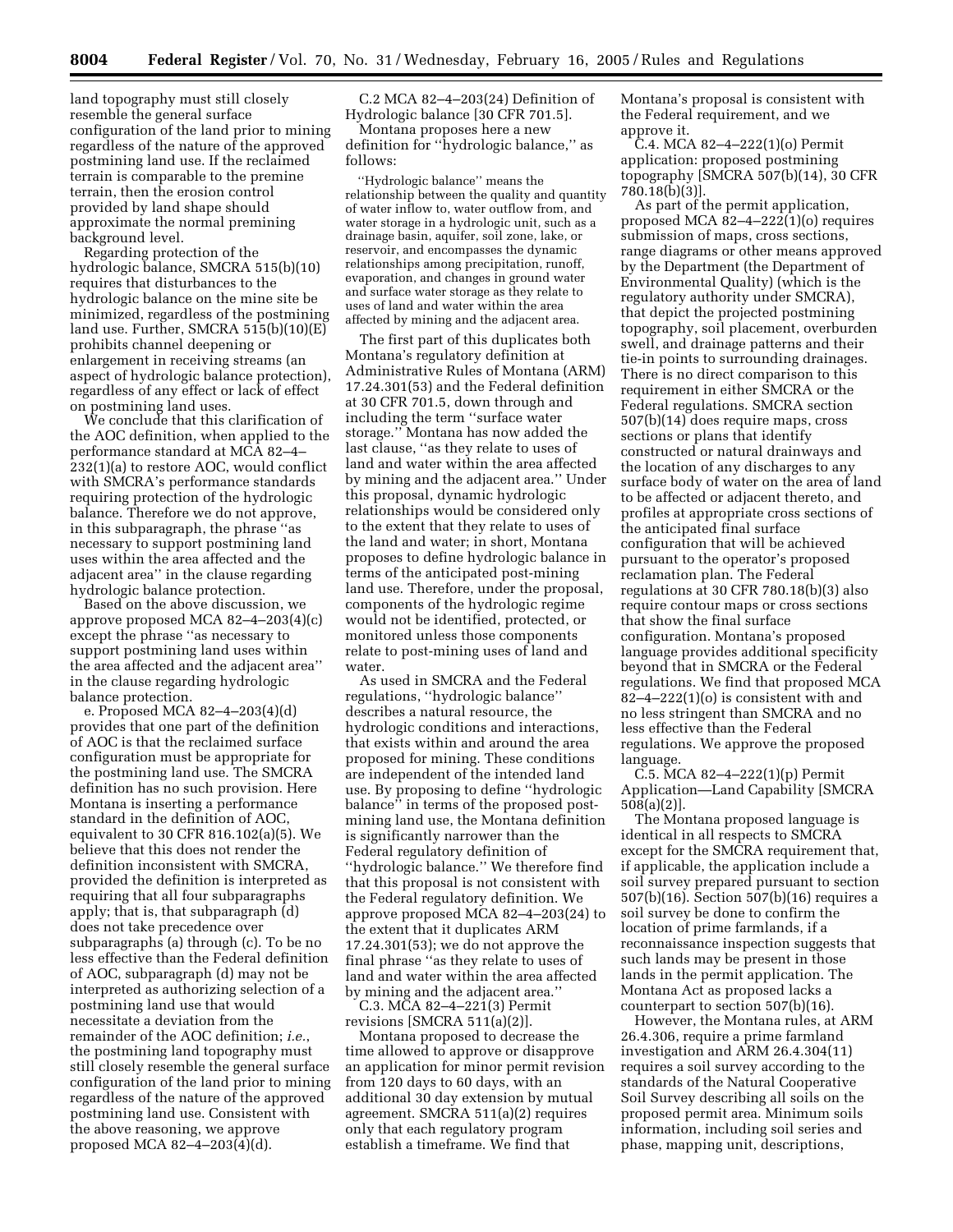land topography must still closely resemble the general surface configuration of the land prior to mining regardless of the nature of the approved postmining land use. If the reclaimed terrain is comparable to the premine terrain, then the erosion control provided by land shape should approximate the normal premining background level.

Regarding protection of the hydrologic balance, SMCRA 515(b)(10) requires that disturbances to the hydrologic balance on the mine site be minimized, regardless of the postmining land use. Further, SMCRA 515(b)(10)(E) prohibits channel deepening or enlargement in receiving streams (an aspect of hydrologic balance protection), regardless of any effect or lack of effect on postmining land uses.

We conclude that this clarification of the AOC definition, when applied to the performance standard at MCA 82–4–232(1)(a) to restore AOC, would conflict with SMCRA's performance standards requiring protection of the hydrologic balance. Therefore we do not approve, in this subparagraph, the phrase "as necessary to support postmining land uses within the area affected and the adjacent area" in the clause regarding hydrologic balance protection.

Based on the above discussion, we approve proposed MCA 82–4–203(4)(c) except the phrase "as necessary to support postmining land uses within the area affected and the adjacent area" in the clause regarding hydrologic balance protection.

e. Proposed MCA 82–4–203(4)(d) provides that one part of the definition of AOC is that the reclaimed surface configuration must be appropriate for the postmining land use. The SMCRA definition has no such provision. Here Montana is inserting a performance standard in the definition of AOC, equivalent to 30 CFR 816.102(a)(5). We believe that this does not render the definition inconsistent with SMCRA, provided the definition is interpreted as requiring that all four subparagraphs apply; that is, that subparagraph (d) does not take precedence over subparagraphs (a) through (c). To be no less effective than the Federal definition of AOC, subparagraph (d) may not be interpreted as authorizing selection of a postmining land use that would necessitate a deviation from the remainder of the AOC definition; *i.e.*, the postmining land topography must still closely resemble the general surface configuration of the land prior to mining regardless of the nature of the approved postmining land use. Consistent with the above reasoning, we approve proposed MCA 82–4–203(4)(d).

C.2 MCA 82–4–203(24) Definition of Hydrologic balance [30 CFR 701.5].

Montana proposes here a new definition for "hydrologic balance," as follows:

> "Hydrologic balance" means the relationship between the quality and quantity of water inflow to, water outflow from, and water storage in a hydrologic unit, such as a drainage basin, aquifer, soil zone, lake, or reservoir, and encompasses the dynamic relationships among precipitation, runoff, evaporation, and changes in ground water and surface water storage as they relate to uses of land and water within the area affected by mining and the adjacent area.

The first part of this duplicates both Montana's regulatory definition at Administrative Rules of Montana (ARM) 17.24.301(53) and the Federal definition at 30 CFR 701.5, down through and including the term "surface water storage." Montana has now added the last clause, "as they relate to uses of land and water within the area affected by mining and the adjacent area." Under this proposal, dynamic hydrologic relationships would be considered only to the extent that they relate to uses of the land and water; in short, Montana proposes to define hydrologic balance in terms of the anticipated post-mining land use. Therefore, under the proposal, components of the hydrologic regime would not be identified, protected, or monitored unless those components relate to post-mining uses of land and water.

As used in SMCRA and the Federal regulations, "hydrologic balance" describes a natural resource, the hydrologic conditions and interactions, that exists within and around the area proposed for mining. These conditions are independent of the intended land use. By proposing to define "hydrologic balance" in terms of the proposed post-mining land use, the Montana definition is significantly narrower than the Federal regulatory definition of "hydrologic balance." We therefore find that this proposal is not consistent with the Federal regulatory definition. We approve proposed MCA 82–4–203(24) to the extent that it duplicates ARM 17.24.301(53); we do not approve the final phrase "as they relate to uses of land and water within the area affected by mining and the adjacent area."

C.3. MCA 82–4–221(3) Permit revisions [SMCRA 511(a)(2)].

Montana proposed to decrease the time allowed to approve or disapprove an application for minor permit revision from 120 days to 60 days, with an additional 30 day extension by mutual agreement. SMCRA 511(a)(2) requires only that each regulatory program establish a timeframe. We find that Montana's proposal is consistent with the Federal requirement, and we approve it.

C.4. MCA 82–4–222(1)(o) Permit application: proposed postmining topography [SMCRA 507(b)(14), 30 CFR 780.18(b)(3)].

As part of the permit application, proposed MCA 82–4–222(1)(o) requires submission of maps, cross sections, range diagrams or other means approved by the Department (the Department of Environmental Quality) (which is the regulatory authority under SMCRA), that depict the projected postmining topography, soil placement, overburden swell, and drainage patterns and their tie-in points to surrounding drainages. There is no direct comparison to this requirement in either SMCRA or the Federal regulations. SMCRA section 507(b)(14) does require maps, cross sections or plans that identify constructed or natural drainways and the location of any discharges to any surface body of water on the area of land to be affected or adjacent thereto, and profiles at appropriate cross sections of the anticipated final surface configuration that will be achieved pursuant to the operator's proposed reclamation plan. The Federal regulations at 30 CFR 780.18(b)(3) also require contour maps or cross sections that show the final surface configuration. Montana's proposed language provides additional specificity beyond that in SMCRA or the Federal regulations. We find that proposed MCA 82–4–222(1)(o) is consistent with and no less stringent than SMCRA and no less effective than the Federal regulations. We approve the proposed language.

C.5. MCA 82–4–222(1)(p) Permit Application—Land Capability [SMCRA 508(a)(2)].

The Montana proposed language is identical in all respects to SMCRA except for the SMCRA requirement that, if applicable, the application include a soil survey prepared pursuant to section 507(b)(16). Section 507(b)(16) requires a soil survey be done to confirm the location of prime farmlands, if a reconnaissance inspection suggests that such lands may be present in those lands in the permit application. The Montana Act as proposed lacks a counterpart to section 507(b)(16).

However, the Montana rules, at ARM 26.4.306, require a prime farmland investigation and ARM 26.4.304(11) requires a soil survey according to the standards of the Natural Cooperative Soil Survey describing all soils on the proposed permit area. Minimum soils information, including soil series and phase, mapping unit, descriptions,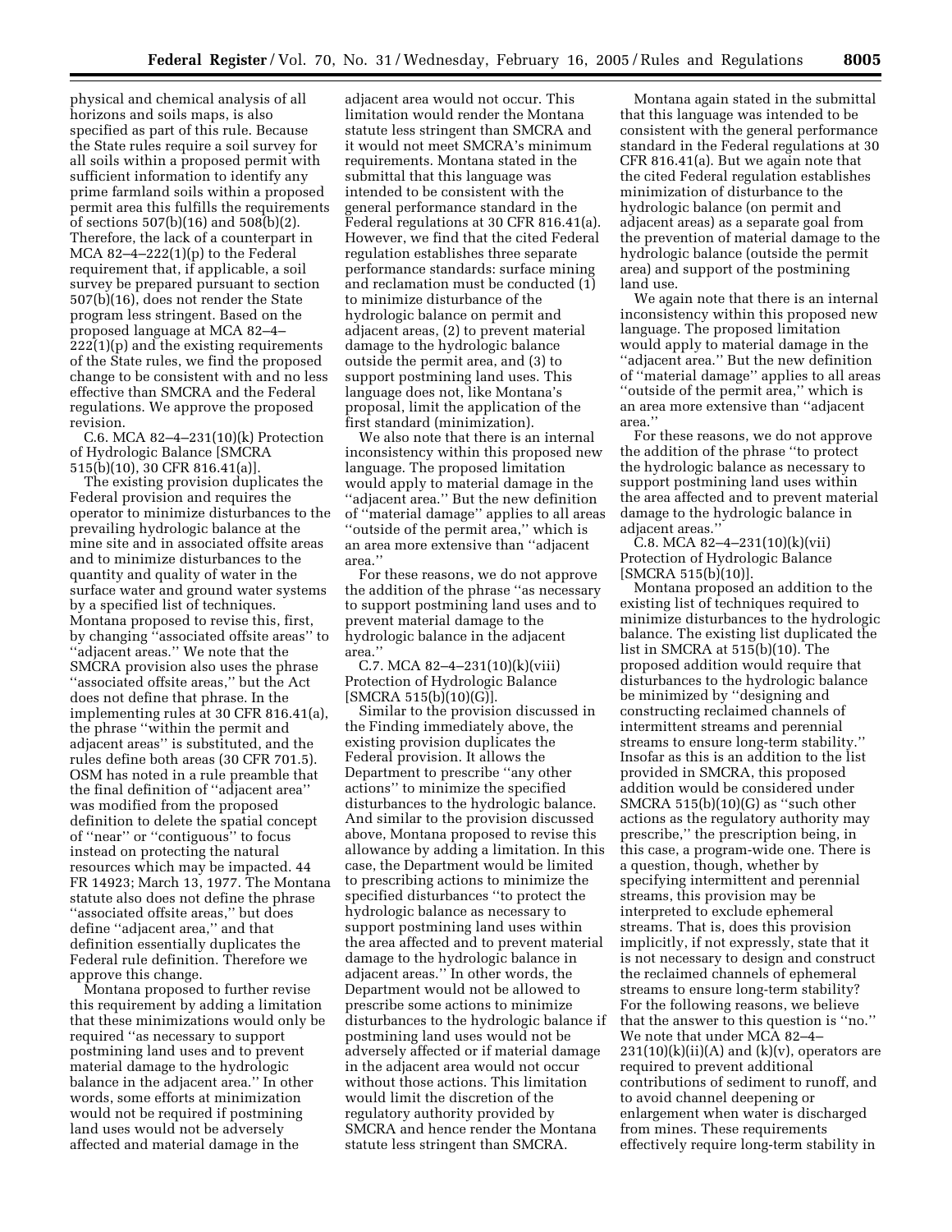physical and chemical analysis of all horizons and soils maps, is also specified as part of this rule. Because the State rules require a soil survey for all soils within a proposed permit with sufficient information to identify any prime farmland soils within a proposed permit area this fulfills the requirements of sections 507(b)(16) and 508(b)(2). Therefore, the lack of a counterpart in MCA 82–4–222(1)(p) to the Federal requirement that, if applicable, a soil survey be prepared pursuant to section 507(b)(16), does not render the State program less stringent. Based on the proposed language at MCA 82–4–222(1)(p) and the existing requirements of the State rules, we find the proposed change to be consistent with and no less effective than SMCRA and the Federal regulations. We approve the proposed revision.

C.6. MCA 82–4–231(10)(k) Protection of Hydrologic Balance [SMCRA 515(b)(10), 30 CFR 816.41(a)].

The existing provision duplicates the Federal provision and requires the operator to minimize disturbances to the prevailing hydrologic balance at the mine site and in associated offsite areas and to minimize disturbances to the quantity and quality of water in the surface water and ground water systems by a specified list of techniques. Montana proposed to revise this, first, by changing ''associated offsite areas'' to ''adjacent areas.'' We note that the SMCRA provision also uses the phrase ''associated offsite areas,'' but the Act does not define that phrase. In the implementing rules at 30 CFR 816.41(a), the phrase ''within the permit and adjacent areas'' is substituted, and the rules define both areas (30 CFR 701.5). OSM has noted in a rule preamble that the final definition of ''adjacent area'' was modified from the proposed definition to delete the spatial concept of ''near'' or ''contiguous'' to focus instead on protecting the natural resources which may be impacted. 44 FR 14923; March 13, 1977. The Montana statute also does not define the phrase ''associated offsite areas,'' but does define ''adjacent area,'' and that definition essentially duplicates the Federal rule definition. Therefore we approve this change.

Montana proposed to further revise this requirement by adding a limitation that these minimizations would only be required ''as necessary to support postmining land uses and to prevent material damage to the hydrologic balance in the adjacent area.'' In other words, some efforts at minimization would not be required if postmining land uses would not be adversely affected and material damage in the adjacent area would not occur. This limitation would render the Montana statute less stringent than SMCRA and it would not meet SMCRA's minimum requirements. Montana stated in the submittal that this language was intended to be consistent with the general performance standard in the Federal regulations at 30 CFR 816.41(a). However, we find that the cited Federal regulation establishes three separate performance standards: surface mining and reclamation must be conducted (1) to minimize disturbance of the hydrologic balance on permit and adjacent areas, (2) to prevent material damage to the hydrologic balance outside the permit area, and (3) to support postmining land uses. This language does not, like Montana's proposal, limit the application of the first standard (minimization).

We also note that there is an internal inconsistency within this proposed new language. The proposed limitation would apply to material damage in the ''adjacent area.'' But the new definition of ''material damage'' applies to all areas ''outside of the permit area,'' which is an area more extensive than ''adjacent area.''

For these reasons, we do not approve the addition of the phrase ''as necessary to support postmining land uses and to prevent material damage to the hydrologic balance in the adjacent area.''

C.7. MCA 82–4–231(10)(k)(viii) Protection of Hydrologic Balance [SMCRA 515(b)(10)(G)].

Similar to the provision discussed in the Finding immediately above, the existing provision duplicates the Federal provision. It allows the Department to prescribe ''any other actions'' to minimize the specified disturbances to the hydrologic balance. And similar to the provision discussed above, Montana proposed to revise this allowance by adding a limitation. In this case, the Department would be limited to prescribing actions to minimize the specified disturbances ''to protect the hydrologic balance as necessary to support postmining land uses within the area affected and to prevent material damage to the hydrologic balance in adjacent areas.'' In other words, the Department would not be allowed to prescribe some actions to minimize disturbances to the hydrologic balance if postmining land uses would not be adversely affected or if material damage in the adjacent area would not occur without those actions. This limitation would limit the discretion of the regulatory authority provided by SMCRA and hence render the Montana statute less stringent than SMCRA.

Montana again stated in the submittal that this language was intended to be consistent with the general performance standard in the Federal regulations at 30 CFR 816.41(a). But we again note that the cited Federal regulation establishes minimization of disturbance to the hydrologic balance (on permit and adjacent areas) as a separate goal from the prevention of material damage to the hydrologic balance (outside the permit area) and support of the postmining land use.

We again note that there is an internal inconsistency within this proposed new language. The proposed limitation would apply to material damage in the ''adjacent area.'' But the new definition of ''material damage'' applies to all areas ''outside of the permit area,'' which is an area more extensive than ''adjacent area.''

For these reasons, we do not approve the addition of the phrase ''to protect the hydrologic balance as necessary to support postmining land uses within the area affected and to prevent material damage to the hydrologic balance in adjacent areas.''

C.8. MCA 82–4–231(10)(k)(vii) Protection of Hydrologic Balance [SMCRA 515(b)(10)].

Montana proposed an addition to the existing list of techniques required to minimize disturbances to the hydrologic balance. The existing list duplicated the list in SMCRA at 515(b)(10). The proposed addition would require that disturbances to the hydrologic balance be minimized by ''designing and constructing reclaimed channels of intermittent streams and perennial streams to ensure long-term stability.'' Insofar as this is an addition to the list provided in SMCRA, this proposed addition would be considered under SMCRA 515(b)(10)(G) as ''such other actions as the regulatory authority may prescribe,'' the prescription being, in this case, a program-wide one. There is a question, though, whether by specifying intermittent and perennial streams, this provision may be interpreted to exclude ephemeral streams. That is, does this provision implicitly, if not expressly, state that it is not necessary to design and construct the reclaimed channels of ephemeral streams to ensure long-term stability? For the following reasons, we believe that the answer to this question is ''no.'' We note that under MCA 82–4–231(10)(k)(ii)(A) and (k)(v), operators are required to prevent additional contributions of sediment to runoff, and to avoid channel deepening or enlargement when water is discharged from mines. These requirements effectively require long-term stability in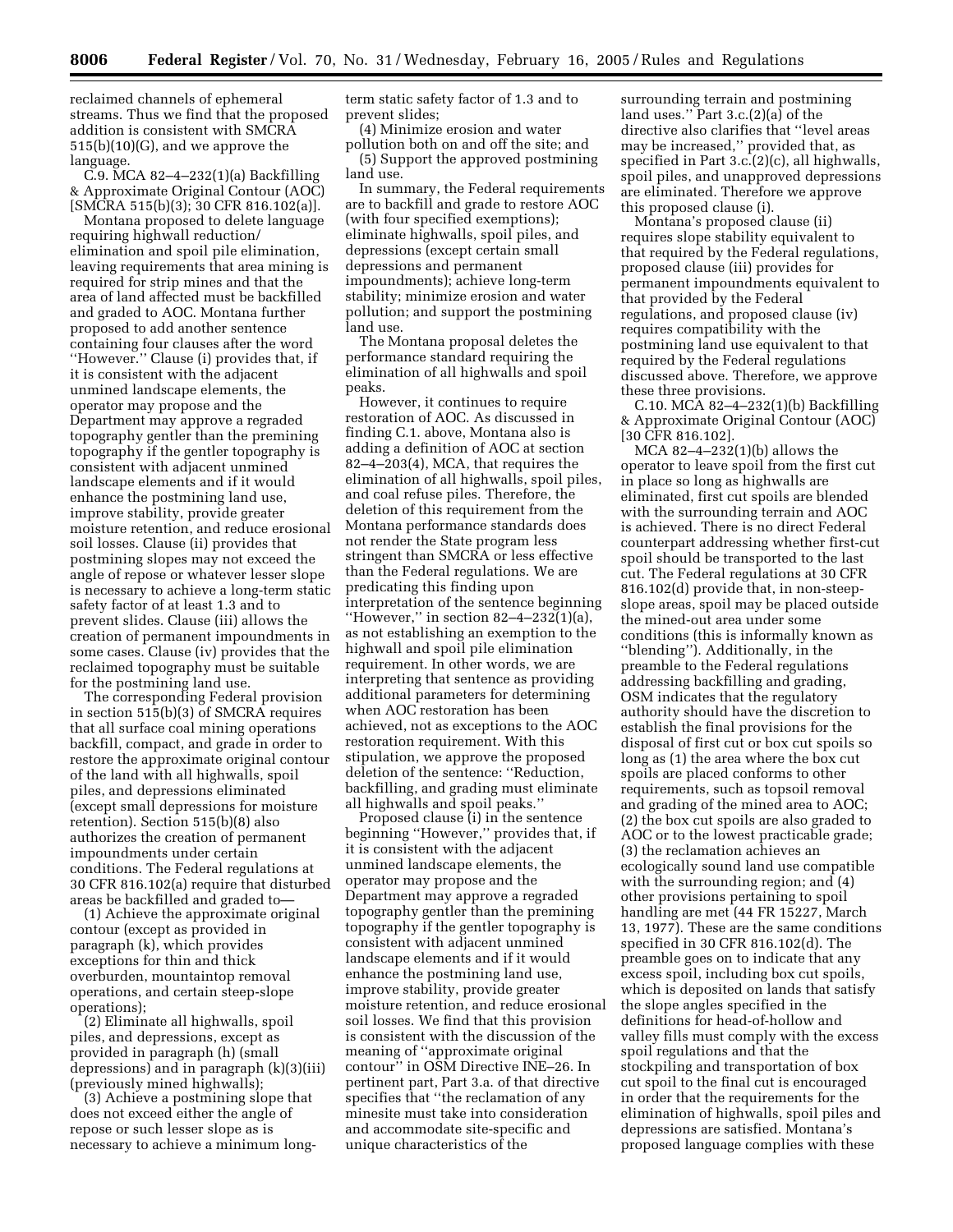reclaimed channels of ephemeral streams. Thus we find that the proposed addition is consistent with SMCRA 515(b)(10)(G), and we approve the language.

C.9. MCA 82–4–232(1)(a) Backfilling & Approximate Original Contour (AOC) [SMCRA 515(b)(3); 30 CFR 816.102(a)].

Montana proposed to delete language requiring highwall reduction/elimination and spoil pile elimination, leaving requirements that area mining is required for strip mines and that the area of land affected must be backfilled and graded to AOC. Montana further proposed to add another sentence containing four clauses after the word ''However.'' Clause (i) provides that, if it is consistent with the adjacent unmined landscape elements, the operator may propose and the Department may approve a regraded topography gentler than the premining topography if the gentler topography is consistent with adjacent unmined landscape elements and if it would enhance the postmining land use, improve stability, provide greater moisture retention, and reduce erosional soil losses. Clause (ii) provides that postmining slopes may not exceed the angle of repose or whatever lesser slope is necessary to achieve a long-term static safety factor of at least 1.3 and to prevent slides. Clause (iii) allows the creation of permanent impoundments in some cases. Clause (iv) provides that the reclaimed topography must be suitable for the postmining land use.

The corresponding Federal provision in section 515(b)(3) of SMCRA requires that all surface coal mining operations backfill, compact, and grade in order to restore the approximate original contour of the land with all highwalls, spoil piles, and depressions eliminated (except small depressions for moisture retention). Section 515(b)(8) also authorizes the creation of permanent impoundments under certain conditions. The Federal regulations at 30 CFR 816.102(a) require that disturbed areas be backfilled and graded to—

(1) Achieve the approximate original contour (except as provided in paragraph (k), which provides exceptions for thin and thick overburden, mountaintop removal operations, and certain steep-slope operations);

(2) Eliminate all highwalls, spoil piles, and depressions, except as provided in paragraph (h) (small depressions) and in paragraph (k)(3)(iii) (previously mined highwalls);

(3) Achieve a postmining slope that does not exceed either the angle of repose or such lesser slope as is necessary to achieve a minimum long-term static safety factor of 1.3 and to prevent slides;

(4) Minimize erosion and water pollution both on and off the site; and

(5) Support the approved postmining land use.

In summary, the Federal requirements are to backfill and grade to restore AOC (with four specified exemptions); eliminate highwalls, spoil piles, and depressions (except certain small depressions and permanent impoundments); achieve long-term stability; minimize erosion and water pollution; and support the postmining land use.

The Montana proposal deletes the performance standard requiring the elimination of all highwalls and spoil peaks.

However, it continues to require restoration of AOC. As discussed in finding C.1. above, Montana also is adding a definition of AOC at section 82–4–203(4), MCA, that requires the elimination of all highwalls, spoil piles, and coal refuse piles. Therefore, the deletion of this requirement from the Montana performance standards does not render the State program less stringent than SMCRA or less effective than the Federal regulations. We are predicating this finding upon interpretation of the sentence beginning ''However,'' in section 82–4–232(1)(a), as not establishing an exemption to the highwall and spoil pile elimination requirement. In other words, we are interpreting that sentence as providing additional parameters for determining when AOC restoration has been achieved, not as exceptions to the AOC restoration requirement. With this stipulation, we approve the proposed deletion of the sentence: ''Reduction, backfilling, and grading must eliminate all highwalls and spoil peaks.''

Proposed clause (i) in the sentence beginning ''However,'' provides that, if it is consistent with the adjacent unmined landscape elements, the operator may propose and the Department may approve a regraded topography gentler than the premining topography if the gentler topography is consistent with adjacent unmined landscape elements and if it would enhance the postmining land use, improve stability, provide greater moisture retention, and reduce erosional soil losses. We find that this provision is consistent with the discussion of the meaning of ''approximate original contour'' in OSM Directive INE–26. In pertinent part, Part 3.a. of that directive specifies that ''the reclamation of any minesite must take into consideration and accommodate site-specific and unique characteristics of the surrounding terrain and postmining land uses.'' Part 3.c.(2)(a) of the directive also clarifies that ''level areas may be increased,'' provided that, as specified in Part 3.c.(2)(c), all highwalls, spoil piles, and unapproved depressions are eliminated. Therefore we approve this proposed clause (i).

Montana's proposed clause (ii) requires slope stability equivalent to that required by the Federal regulations, proposed clause (iii) provides for permanent impoundments equivalent to that provided by the Federal regulations, and proposed clause (iv) requires compatibility with the postmining land use equivalent to that required by the Federal regulations discussed above. Therefore, we approve these three provisions.

C.10. MCA 82–4–232(1)(b) Backfilling & Approximate Original Contour (AOC) [30 CFR 816.102].

MCA 82–4–232(1)(b) allows the operator to leave spoil from the first cut in place so long as highwalls are eliminated, first cut spoils are blended with the surrounding terrain and AOC is achieved. There is no direct Federal counterpart addressing whether first-cut spoil should be transported to the last cut. The Federal regulations at 30 CFR 816.102(d) provide that, in non-steep-slope areas, spoil may be placed outside the mined-out area under some conditions (this is informally known as ''blending''). Additionally, in the preamble to the Federal regulations addressing backfilling and grading, OSM indicates that the regulatory authority should have the discretion to establish the final provisions for the disposal of first cut or box cut spoils so long as (1) the area where the box cut spoils are placed conforms to other requirements, such as topsoil removal and grading of the mined area to AOC; (2) the box cut spoils are also graded to AOC or to the lowest practicable grade; (3) the reclamation achieves an ecologically sound land use compatible with the surrounding region; and (4) other provisions pertaining to spoil handling are met (44 FR 15227, March 13, 1977). These are the same conditions specified in 30 CFR 816.102(d). The preamble goes on to indicate that any excess spoil, including box cut spoils, which is deposited on lands that satisfy the slope angles specified in the definitions for head-of-hollow and valley fills must comply with the excess spoil regulations and that the stockpiling and transportation of box cut spoil to the final cut is encouraged in order that the requirements for the elimination of highwalls, spoil piles and depressions are satisfied. Montana's proposed language complies with these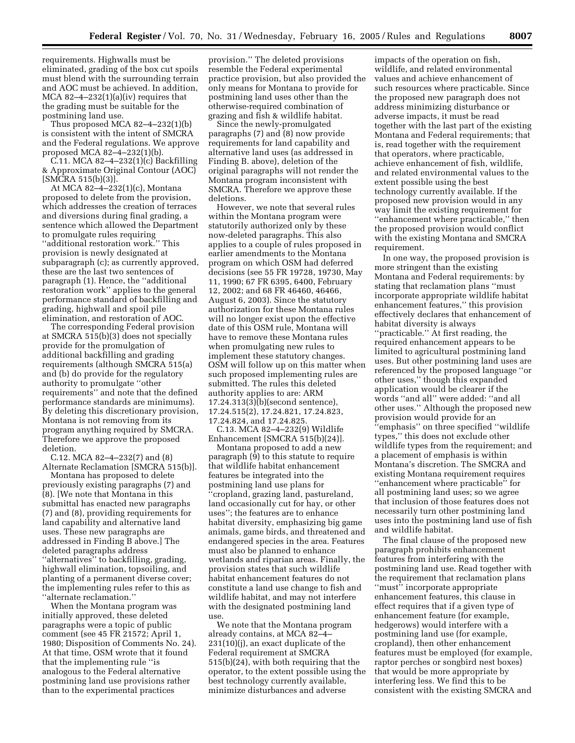requirements. Highwalls must be eliminated, grading of the box cut spoils must blend with the surrounding terrain and AOC must be achieved. In addition, MCA 82–4–232(1)(a)(iv) requires that the grading must be suitable for the postmining land use.

Thus proposed MCA 82–4–232(1)(b) is consistent with the intent of SMCRA and the Federal regulations. We approve proposed MCA 82–4–232(1)(b).

C.11. MCA 82–4–232(1)(c) Backfilling & Approximate Original Contour (AOC) [SMCRA 515(b)(3)].

At MCA 82–4–232(1)(c), Montana proposed to delete from the provision, which addresses the creation of terraces and diversions during final grading, a sentence which allowed the Department to promulgate rules requiring "additional restoration work." This provision is newly designated at subparagraph (c); as currently approved, these are the last two sentences of paragraph (1). Hence, the "additional restoration work" applies to the general performance standard of backfilling and grading, highwall and spoil pile elimination, and restoration of AOC.

The corresponding Federal provision at SMCRA 515(b)(3) does not specially provide for the promulgation of additional backfilling and grading requirements (although SMCRA 515(a) and (b) do provide for the regulatory authority to promulgate "other requirements" and note that the defined performance standards are minimums). By deleting this discretionary provision, Montana is not removing from its program anything required by SMCRA. Therefore we approve the proposed deletion.

C.12. MCA 82–4–232(7) and (8) Alternate Reclamation [SMCRA 515(b)].

Montana has proposed to delete previously existing paragraphs (7) and (8). [We note that Montana in this submittal has enacted new paragraphs (7) and (8), providing requirements for land capability and alternative land uses. These new paragraphs are addressed in Finding B above.] The deleted paragraphs address "alternatives" to backfilling, grading, highwall elimination, topsoiling, and planting of a permanent diverse cover; the implementing rules refer to this as "alternate reclamation."

When the Montana program was initially approved, these deleted paragraphs were a topic of public comment (see 45 FR 21572; April 1, 1980; Disposition of Comments No. 24). At that time, OSM wrote that it found that the implementing rule "is analogous to the Federal alternative postmining land use provisions rather than to the experimental practices provision." The deleted provisions resemble the Federal experimental practice provision, but also provided the only means for Montana to provide for postmining land uses other than the otherwise-required combination of grazing and fish & wildlife habitat.

Since the newly-promulgated paragraphs (7) and (8) now provide requirements for land capability and alternative land uses (as addressed in Finding B. above), deletion of the original paragraphs will not render the Montana program inconsistent with SMCRA. Therefore we approve these deletions.

However, we note that several rules within the Montana program were statutorily authorized only by these now-deleted paragraphs. This also applies to a couple of rules proposed in earlier amendments to the Montana program on which OSM had deferred decisions (see 55 FR 19728, 19730, May 11, 1990; 67 FR 6395, 6400, February 12, 2002; and 68 FR 46460, 46466, August 6, 2003). Since the statutory authorization for these Montana rules will no longer exist upon the effective date of this OSM rule, Montana will have to remove these Montana rules when promulgating new rules to implement these statutory changes. OSM will follow up on this matter when such proposed implementing rules are submitted. The rules this deleted authority applies to are: ARM 17.24.313(3)(b)(second sentence), 17.24.515(2), 17.24.821, 17.24.823, 17.24.824, and 17.24.825.

C.13. MCA 82–4–232(9) Wildlife Enhancement [SMCRA 515(b)(24)].

Montana proposed to add a new paragraph (9) to this statute to require that wildlife habitat enhancement features be integrated into the postmining land use plans for "cropland, grazing land, pastureland, land occasionally cut for hay, or other uses"; the features are to enhance habitat diversity, emphasizing big game animals, game birds, and threatened and endangered species in the area. Features must also be planned to enhance wetlands and riparian areas. Finally, the provision states that such wildlife habitat enhancement features do not constitute a land use change to fish and wildlife habitat, and may not interfere with the designated postmining land use.

We note that the Montana program already contains, at MCA 82–4–231(10)(j), an exact duplicate of the Federal requirement at SMCRA 515(b)(24), with both requiring that the operator, to the extent possible using the best technology currently available, minimize disturbances and adverse impacts of the operation on fish, wildlife, and related environmental values and achieve enhancement of such resources where practicable. Since the proposed new paragraph does not address minimizing disturbance or adverse impacts, it must be read together with the last part of the existing Montana and Federal requirements; that is, read together with the requirement that operators, where practicable, achieve enhancement of fish, wildlife, and related environmental values to the extent possible using the best technology currently available. If the proposed new provision would in any way limit the existing requirement for "enhancement where practicable," then the proposed provision would conflict with the existing Montana and SMCRA requirement.

In one way, the proposed provision is more stringent than the existing Montana and Federal requirements: by stating that reclamation plans "must incorporate appropriate wildlife habitat enhancement features," this provision effectively declares that enhancement of habitat diversity is always "practicable." At first reading, the required enhancement appears to be limited to agricultural postmining land uses. But other postmining land uses are referenced by the proposed language "or other uses," though this expanded application would be clearer if the words "and all" were added: "and all other uses." Although the proposed new provision would provide for an "emphasis" on three specified "wildlife types," this does not exclude other wildlife types from the requirement; and a placement of emphasis is within Montana's discretion. The SMCRA and existing Montana requirement requires "enhancement where practicable" for all postmining land uses; so we agree that inclusion of those features does not necessarily turn other postmining land uses into the postmining land use of fish and wildlife habitat.

The final clause of the proposed new paragraph prohibits enhancement features from interfering with the postmining land use. Read together with the requirement that reclamation plans "must" incorporate appropriate enhancement features, this clause in effect requires that if a given type of enhancement feature (for example, hedgerows) would interfere with a postmining land use (for example, cropland), then other enhancement features must be employed (for example, raptor perches or songbird nest boxes) that would be more appropriate by interfering less. We find this to be consistent with the existing SMCRA and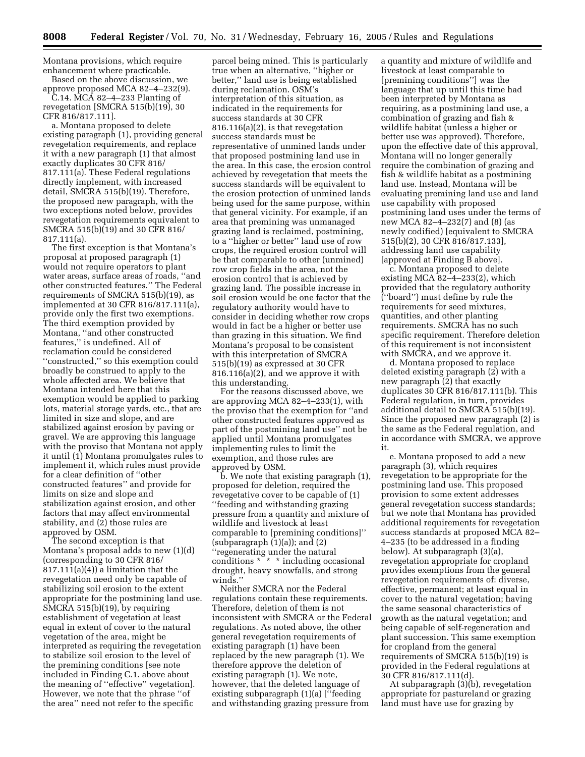Montana provisions, which require enhancement where practicable.

Based on the above discussion, we approve proposed MCA 82–4–232(9).

C.14. MCA 82–4–233 Planting of revegetation [SMCRA 515(b)(19), 30 CFR 816/817.111].

a. Montana proposed to delete existing paragraph (1), providing general revegetation requirements, and replace it with a new paragraph (1) that almost exactly duplicates 30 CFR 816/817.111(a). These Federal regulations directly implement, with increased detail, SMCRA 515(b)(19). Therefore, the proposed new paragraph, with the two exceptions noted below, provides revegetation requirements equivalent to SMCRA 515(b)(19) and 30 CFR 816/817.111(a).

The first exception is that Montana's proposal at proposed paragraph (1) would not require operators to plant water areas, surface areas of roads, "and other constructed features." The Federal requirements of SMCRA 515(b)(19), as implemented at 30 CFR 816/817.111(a), provide only the first two exemptions. The third exemption provided by Montana, "and other constructed features," is undefined. All of reclamation could be considered "constructed," so this exemption could broadly be construed to apply to the whole affected area. We believe that Montana intended here that this exemption would be applied to parking lots, material storage yards, etc., that are limited in size and slope, and are stabilized against erosion by paving or gravel. We are approving this language with the proviso that Montana not apply it until (1) Montana promulgates rules to implement it, which rules must provide for a clear definition of "other constructed features" and provide for limits on size and slope and stabilization against erosion, and other factors that may affect environmental stability, and (2) those rules are approved by OSM.

The second exception is that Montana's proposal adds to new (1)(d) (corresponding to 30 CFR 816/817.111(a)(4)) a limitation that the revegetation need only be capable of stabilizing soil erosion to the extent appropriate for the postmining land use. SMCRA 515(b)(19), by requiring establishment of vegetation at least equal in extent of cover to the natural vegetation of the area, might be interpreted as requiring the revegetation to stabilize soil erosion to the level of the premining conditions [see note included in Finding C.1. above about the meaning of "effective" vegetation]. However, we note that the phrase "of the area" need not refer to the specific parcel being mined. This is particularly true when an alternative, "higher or better," land use is being established during reclamation. OSM's interpretation of this situation, as indicated in the requirements for success standards at 30 CFR 816.116(a)(2), is that revegetation success standards must be representative of unmined lands under that proposed postmining land use in the area. In this case, the erosion control achieved by revegetation that meets the success standards will be equivalent to the erosion protection of unmined lands being used for the same purpose, within that general vicinity. For example, if an area that premining was unmanaged grazing land is reclaimed, postmining, to a "higher or better" land use of row crops, the required erosion control will be that comparable to other (unmined) row crop fields in the area, not the erosion control that is achieved by grazing land. The possible increase in soil erosion would be one factor that the regulatory authority would have to consider in deciding whether row crops would in fact be a higher or better use than grazing in this situation. We find Montana's proposal to be consistent with this interpretation of SMCRA 515(b)(19) as expressed at 30 CFR 816.116(a)(2), and we approve it with this understanding.

For the reasons discussed above, we are approving MCA 82–4–233(1), with the proviso that the exemption for "and other constructed features approved as part of the postmining land use" not be applied until Montana promulgates implementing rules to limit the exemption, and those rules are approved by OSM.

b. We note that existing paragraph (1), proposed for deletion, required the revegetative cover to be capable of (1) "feeding and withstanding grazing pressure from a quantity and mixture of wildlife and livestock at least comparable to [premining conditions]" (subparagraph (1)(a)); and (2) "regenerating under the natural conditions * * * including occasional drought, heavy snowfalls, and strong winds."

Neither SMCRA nor the Federal regulations contain these requirements. Therefore, deletion of them is not inconsistent with SMCRA or the Federal regulations. As noted above, the other general revegetation requirements of existing paragraph (1) have been replaced by the new paragraph (1). We therefore approve the deletion of existing paragraph (1). We note, however, that the deleted language of existing subparagraph (1)(a) ["feeding and withstanding grazing pressure from a quantity and mixture of wildlife and livestock at least comparable to [premining conditions"] was the language that up until this time had been interpreted by Montana as requiring, as a postmining land use, a combination of grazing and fish & wildlife habitat (unless a higher or better use was approved). Therefore, upon the effective date of this approval, Montana will no longer generally require the combination of grazing and fish & wildlife habitat as a postmining land use. Instead, Montana will be evaluating premining land use and land use capability with proposed postmining land uses under the terms of new MCA 82–4–232(7) and (8) (as newly codified) [equivalent to SMCRA 515(b)(2), 30 CFR 816/817.133], addressing land use capability [approved at Finding B above].

c. Montana proposed to delete existing MCA 82–4–233(2), which provided that the regulatory authority ("board") must define by rule the requirements for seed mixtures, quantities, and other planting requirements. SMCRA has no such specific requirement. Therefore deletion of this requirement is not inconsistent with SMCRA, and we approve it.

d. Montana proposed to replace deleted existing paragraph (2) with a new paragraph (2) that exactly duplicates 30 CFR 816/817.111(b). This Federal regulation, in turn, provides additional detail to SMCRA 515(b)(19). Since the proposed new paragraph (2) is the same as the Federal regulation, and in accordance with SMCRA, we approve it.

e. Montana proposed to add a new paragraph (3), which requires revegetation to be appropriate for the postmining land use. This proposed provision to some extent addresses general revegetation success standards; but we note that Montana has provided additional requirements for revegetation success standards at proposed MCA 82–4–235 (to be addressed in a finding below). At subparagraph (3)(a), revegetation appropriate for cropland provides exemptions from the general revegetation requirements of: diverse, effective, permanent; at least equal in cover to the natural vegetation; having the same seasonal characteristics of growth as the natural vegetation; and being capable of self-regeneration and plant succession. This same exemption for cropland from the general requirements of SMCRA 515(b)(19) is provided in the Federal regulations at 30 CFR 816/817.111(d).

At subparagraph (3)(b), revegetation appropriate for pastureland or grazing land must have use for grazing by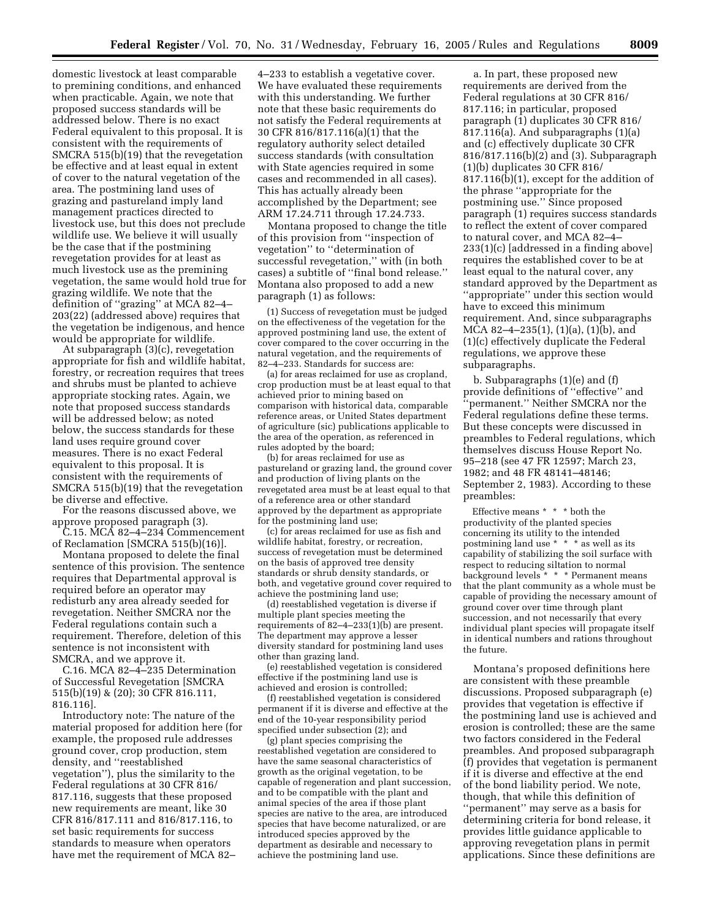domestic livestock at least comparable to premining conditions, and enhanced when practicable. Again, we note that proposed success standards will be addressed below. There is no exact Federal equivalent to this proposal. It is consistent with the requirements of SMCRA 515(b)(19) that the revegetation be effective and at least equal in extent of cover to the natural vegetation of the area. The postmining land uses of grazing and pastureland imply land management practices directed to livestock use, but this does not preclude wildlife use. We believe it will usually be the case that if the postmining revegetation provides for at least as much livestock use as the premining vegetation, the same would hold true for grazing wildlife. We note that the definition of ''grazing'' at MCA 82–4–203(22) (addressed above) requires that the vegetation be indigenous, and hence would be appropriate for wildlife.

At subparagraph (3)(c), revegetation appropriate for fish and wildlife habitat, forestry, or recreation requires that trees and shrubs must be planted to achieve appropriate stocking rates. Again, we note that proposed success standards will be addressed below; as noted below, the success standards for these land uses require ground cover measures. There is no exact Federal equivalent to this proposal. It is consistent with the requirements of SMCRA 515(b)(19) that the revegetation be diverse and effective.

For the reasons discussed above, we approve proposed paragraph (3).

C.15. MCA 82–4–234 Commencement of Reclamation [SMCRA 515(b)(16)].

Montana proposed to delete the final sentence of this provision. The sentence requires that Departmental approval is required before an operator may redisturb any area already seeded for revegetation. Neither SMCRA nor the Federal regulations contain such a requirement. Therefore, deletion of this sentence is not inconsistent with SMCRA, and we approve it.

C.16. MCA 82–4–235 Determination of Successful Revegetation [SMCRA 515(b)(19) & (20); 30 CFR 816.111, 816.116].

Introductory note: The nature of the material proposed for addition here (for example, the proposed rule addresses ground cover, crop production, stem density, and ''reestablished vegetation''), plus the similarity to the Federal regulations at 30 CFR 816/817.116, suggests that these proposed new requirements are meant, like 30 CFR 816/817.111 and 816/817.116, to set basic requirements for success standards to measure when operators have met the requirement of MCA 82–4–233 to establish a vegetative cover. We have evaluated these requirements with this understanding. We further note that these basic requirements do not satisfy the Federal requirements at 30 CFR 816/817.116(a)(1) that the regulatory authority select detailed success standards (with consultation with State agencies required in some cases and recommended in all cases). This has actually already been accomplished by the Department; see ARM 17.24.711 through 17.24.733.

Montana proposed to change the title of this provision from ''inspection of vegetation'' to ''determination of successful revegetation,'' with (in both cases) a subtitle of ''final bond release.'' Montana also proposed to add a new paragraph (1) as follows:

> (1) Success of revegetation must be judged on the effectiveness of the vegetation for the approved postmining land use, the extent of cover compared to the cover occurring in the natural vegetation, and the requirements of 82–4–233. Standards for success are:
>
> (a) for areas reclaimed for use as cropland, crop production must be at least equal to that achieved prior to mining based on comparison with historical data, comparable reference areas, or United States department of agriculture (sic) publications applicable to the area of the operation, as referenced in rules adopted by the board;
>
> (b) for areas reclaimed for use as pastureland or grazing land, the ground cover and production of living plants on the revegetated area must be at least equal to that of a reference area or other standard approved by the department as appropriate for the postmining land use;
>
> (c) for areas reclaimed for use as fish and wildlife habitat, forestry, or recreation, success of revegetation must be determined on the basis of approved tree density standards or shrub density standards, or both, and vegetative ground cover required to achieve the postmining land use;
>
> (d) reestablished vegetation is diverse if multiple plant species meeting the requirements of 82–4–233(1)(b) are present. The department may approve a lesser diversity standard for postmining land uses other than grazing land.
>
> (e) reestablished vegetation is considered effective if the postmining land use is achieved and erosion is controlled;
>
> (f) reestablished vegetation is considered permanent if it is diverse and effective at the end of the 10-year responsibility period specified under subsection (2); and
>
> (g) plant species comprising the reestablished vegetation are considered to have the same seasonal characteristics of growth as the original vegetation, to be capable of regeneration and plant succession, and to be compatible with the plant and animal species of the area if those plant species are native to the area, are introduced species that have become naturalized, or are introduced species approved by the department as desirable and necessary to achieve the postmining land use.

a. In part, these proposed new requirements are derived from the Federal regulations at 30 CFR 816/817.116; in particular, proposed paragraph (1) duplicates 30 CFR 816/817.116(a). And subparagraphs (1)(a) and (c) effectively duplicate 30 CFR 816/817.116(b)(2) and (3). Subparagraph (1)(b) duplicates 30 CFR 816/817.116(b)(1), except for the addition of the phrase ''appropriate for the postmining use.'' Since proposed paragraph (1) requires success standards to reflect the extent of cover compared to natural cover, and MCA 82–4–233(1)(c) [addressed in a finding above] requires the established cover to be at least equal to the natural cover, any standard approved by the Department as ''appropriate'' under this section would have to exceed this minimum requirement. And, since subparagraphs MCA 82–4–235(1), (1)(a), (1)(b), and (1)(c) effectively duplicate the Federal regulations, we approve these subparagraphs.

b. Subparagraphs (1)(e) and (f) provide definitions of ''effective'' and ''permanent.'' Neither SMCRA nor the Federal regulations define these terms. But these concepts were discussed in preambles to Federal regulations, which themselves discuss House Report No. 95–218 (see 47 FR 12597; March 23, 1982; and 48 FR 48141–48146; September 2, 1983). According to these preambles:

> Effective means * * * both the productivity of the planted species concerning its utility to the intended postmining land use * * * as well as its capability of stabilizing the soil surface with respect to reducing siltation to normal background levels * * * Permanent means that the plant community as a whole must be capable of providing the necessary amount of ground cover over time through plant succession, and not necessarily that every individual plant species will propagate itself in identical numbers and rations throughout the future.

Montana's proposed definitions here are consistent with these preamble discussions. Proposed subparagraph (e) provides that vegetation is effective if the postmining land use is achieved and erosion is controlled; these are the same two factors considered in the Federal preambles. And proposed subparagraph (f) provides that vegetation is permanent if it is diverse and effective at the end of the bond liability period. We note, though, that while this definition of ''permanent'' may serve as a basis for determining criteria for bond release, it provides little guidance applicable to approving revegetation plans in permit applications. Since these definitions are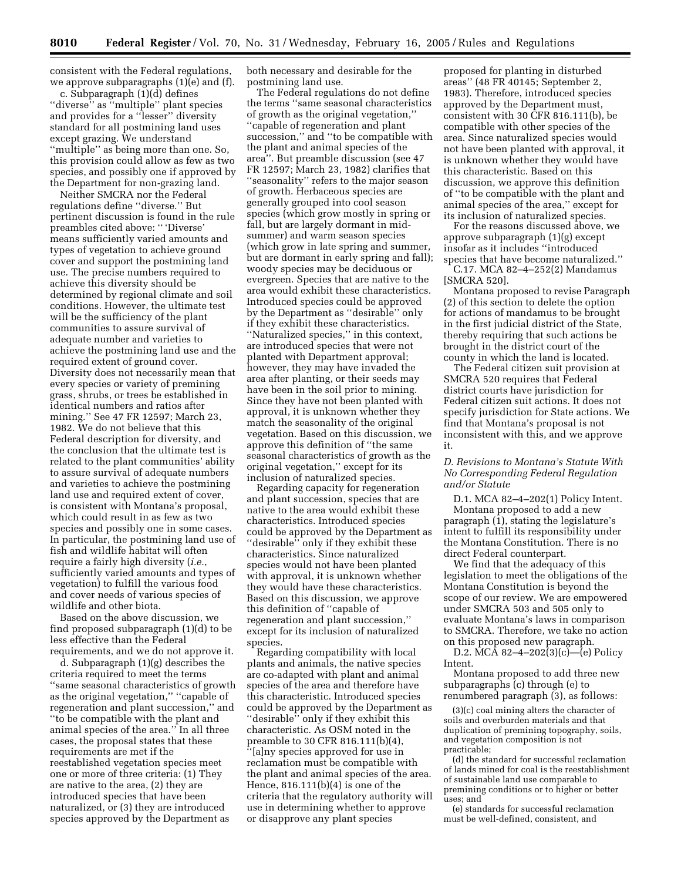consistent with the Federal regulations, we approve subparagraphs (1)(e) and (f).

c. Subparagraph (1)(d) defines "diverse" as "multiple" plant species and provides for a "lesser" diversity standard for all postmining land uses except grazing. We understand "multiple" as being more than one. So, this provision could allow as few as two species, and possibly one if approved by the Department for non-grazing land.

Neither SMCRA nor the Federal regulations define "diverse." But pertinent discussion is found in the rule preambles cited above: " 'Diverse' means sufficiently varied amounts and types of vegetation to achieve ground cover and support the postmining land use. The precise numbers required to achieve this diversity should be determined by regional climate and soil conditions. However, the ultimate test will be the sufficiency of the plant communities to assure survival of adequate number and varieties to achieve the postmining land use and the required extent of ground cover. Diversity does not necessarily mean that every species or variety of premining grass, shrubs, or trees be established in identical numbers and ratios after mining." See 47 FR 12597; March 23, 1982. We do not believe that this Federal description for diversity, and the conclusion that the ultimate test is related to the plant communities' ability to assure survival of adequate numbers and varieties to achieve the postmining land use and required extent of cover, is consistent with Montana's proposal, which could result in as few as two species and possibly one in some cases. In particular, the postmining land use of fish and wildlife habitat will often require a fairly high diversity (*i.e.*, sufficiently varied amounts and types of vegetation) to fulfill the various food and cover needs of various species of wildlife and other biota.

Based on the above discussion, we find proposed subparagraph (1)(d) to be less effective than the Federal requirements, and we do not approve it.

d. Subparagraph (1)(g) describes the criteria required to meet the terms "same seasonal characteristics of growth as the original vegetation," "capable of regeneration and plant succession," and "to be compatible with the plant and animal species of the area." In all three cases, the proposal states that these requirements are met if the reestablished vegetation species meet one or more of three criteria: (1) They are native to the area, (2) they are introduced species that have been naturalized, or (3) they are introduced species approved by the Department as both necessary and desirable for the postmining land use.

The Federal regulations do not define the terms "same seasonal characteristics of growth as the original vegetation," "capable of regeneration and plant succession," and "to be compatible with the plant and animal species of the area". But preamble discussion (see 47 FR 12597; March 23, 1982) clarifies that "seasonality" refers to the major season of growth. Herbaceous species are generally grouped into cool season species (which grow mostly in spring or fall, but are largely dormant in mid-summer) and warm season species (which grow in late spring and summer, but are dormant in early spring and fall); woody species may be deciduous or evergreen. Species that are native to the area would exhibit these characteristics. Introduced species could be approved by the Department as "desirable" only if they exhibit these characteristics. "Naturalized species," in this context, are introduced species that were not planted with Department approval; however, they may have invaded the area after planting, or their seeds may have been in the soil prior to mining. Since they have not been planted with approval, it is unknown whether they match the seasonality of the original vegetation. Based on this discussion, we approve this definition of "the same seasonal characteristics of growth as the original vegetation," except for its inclusion of naturalized species.

Regarding capacity for regeneration and plant succession, species that are native to the area would exhibit these characteristics. Introduced species could be approved by the Department as "desirable" only if they exhibit these characteristics. Since naturalized species would not have been planted with approval, it is unknown whether they would have these characteristics. Based on this discussion, we approve this definition of "capable of regeneration and plant succession," except for its inclusion of naturalized species.

Regarding compatibility with local plants and animals, the native species are co-adapted with plant and animal species of the area and therefore have this characteristic. Introduced species could be approved by the Department as "desirable" only if they exhibit this characteristic. As OSM noted in the preamble to 30 CFR 816.111(b)(4), "[a]ny species approved for use in reclamation must be compatible with the plant and animal species of the area. Hence, 816.111(b)(4) is one of the criteria that the regulatory authority will use in determining whether to approve or disapprove any plant species proposed for planting in disturbed areas" (48 FR 40145; September 2, 1983). Therefore, introduced species approved by the Department must, consistent with 30 CFR 816.111(b), be compatible with other species of the area. Since naturalized species would not have been planted with approval, it is unknown whether they would have this characteristic. Based on this discussion, we approve this definition of "to be compatible with the plant and animal species of the area," except for its inclusion of naturalized species.

For the reasons discussed above, we approve subparagraph (1)(g) except insofar as it includes "introduced species that have become naturalized."

C.17. MCA 82–4–252(2) Mandamus [SMCRA 520].

Montana proposed to revise Paragraph (2) of this section to delete the option for actions of mandamus to be brought in the first judicial district of the State, thereby requiring that such actions be brought in the district court of the county in which the land is located.

The Federal citizen suit provision at SMCRA 520 requires that Federal district courts have jurisdiction for Federal citizen suit actions. It does not specify jurisdiction for State actions. We find that Montana's proposal is not inconsistent with this, and we approve it.

### *D. Revisions to Montana's Statute With No Corresponding Federal Regulation and/or Statute*

D.1. MCA 82–4–202(1) Policy Intent.

Montana proposed to add a new paragraph (1), stating the legislature's intent to fulfill its responsibility under the Montana Constitution. There is no direct Federal counterpart.

We find that the adequacy of this legislation to meet the obligations of the Montana Constitution is beyond the scope of our review. We are empowered under SMCRA 503 and 505 only to evaluate Montana's laws in comparison to SMCRA. Therefore, we take no action on this proposed new paragraph.

D.2. MCA 82–4–202(3)(c)—(e) Policy Intent.

Montana proposed to add three new subparagraphs (c) through (e) to renumbered paragraph (3), as follows:

(3)(c) coal mining alters the character of soils and overburden materials and that duplication of premining topography, soils, and vegetation composition is not practicable;

(d) the standard for successful reclamation of lands mined for coal is the reestablishment of sustainable land use comparable to premining conditions or to higher or better uses; and

(e) standards for successful reclamation must be well-defined, consistent, and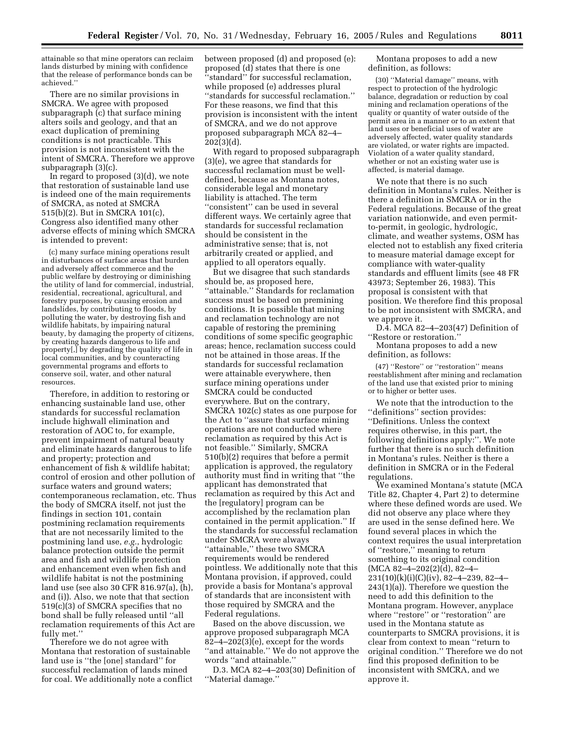attainable so that mine operators can reclaim lands disturbed by mining with confidence that the release of performance bonds can be achieved.''

There are no similar provisions in SMCRA. We agree with proposed subparagraph (c) that surface mining alters soils and geology, and that an exact duplication of premining conditions is not practicable. This provision is not inconsistent with the intent of SMCRA. Therefore we approve subparagraph (3)(c).

In regard to proposed (3)(d), we note that restoration of sustainable land use is indeed one of the main requirements of SMCRA, as noted at SMCRA 515(b)(2). But in SMCRA 101(c), Congress also identified many other adverse effects of mining which SMCRA is intended to prevent:

> (c) many surface mining operations result in disturbances of surface areas that burden and adversely affect commerce and the public welfare by destroying or diminishing the utility of land for commercial, industrial, residential, recreational, agricultural, and forestry purposes, by causing erosion and landslides, by contributing to floods, by polluting the water, by destroying fish and wildlife habitats, by impairing natural beauty, by damaging the property of citizens, by creating hazards dangerous to life and property[,] by degrading the quality of life in local communities, and by counteracting governmental programs and efforts to conserve soil, water, and other natural resources.

Therefore, in addition to restoring or enhancing sustainable land use, other standards for successful reclamation include highwall elimination and restoration of AOC to, for example, prevent impairment of natural beauty and eliminate hazards dangerous to life and property; protection and enhancement of fish & wildlife habitat; control of erosion and other pollution of surface waters and ground waters; contemporaneous reclamation, etc. Thus the body of SMCRA itself, not just the findings in section 101, contain postmining reclamation requirements that are not necessarily limited to the postmining land use, *e.g.*, hydrologic balance protection outside the permit area and fish and wildlife protection and enhancement even when fish and wildlife habitat is not the postmining land use (see also 30 CFR 816.97(a), (h), and (i)). Also, we note that that section 519(c)(3) of SMCRA specifies that no bond shall be fully released until ''all reclamation requirements of this Act are fully met.''

Therefore we do not agree with Montana that restoration of sustainable land use is ''the [one] standard'' for successful reclamation of lands mined for coal. We additionally note a conflict between proposed (d) and proposed (e): proposed (d) states that there is one ''standard'' for successful reclamation, while proposed (e) addresses plural ''standards for successful reclamation.'' For these reasons, we find that this provision is inconsistent with the intent of SMCRA, and we do not approve proposed subparagraph MCA 82–4–202(3)(d).

With regard to proposed subparagraph (3)(e), we agree that standards for successful reclamation must be well-defined, because as Montana notes, considerable legal and monetary liability is attached. The term ''consistent'' can be used in several different ways. We certainly agree that standards for successful reclamation should be consistent in the administrative sense; that is, not arbitrarily created or applied, and applied to all operators equally.

But we disagree that such standards should be, as proposed here, ''attainable.'' Standards for reclamation success must be based on premining conditions. It is possible that mining and reclamation technology are not capable of restoring the premining conditions of some specific geographic areas; hence, reclamation success could not be attained in those areas. If the standards for successful reclamation were attainable everywhere, then surface mining operations under SMCRA could be conducted everywhere. But on the contrary, SMCRA 102(c) states as one purpose for the Act to ''assure that surface mining operations are not conducted where reclamation as required by this Act is not feasible.'' Similarly, SMCRA 510(b)(2) requires that before a permit application is approved, the regulatory authority must find in writing that ''the applicant has demonstrated that reclamation as required by this Act and the [regulatory] program can be accomplished by the reclamation plan contained in the permit application.'' If the standards for successful reclamation under SMCRA were always ''attainable,'' these two SMCRA requirements would be rendered pointless. We additionally note that this Montana provision, if approved, could provide a basis for Montana's approval of standards that are inconsistent with those required by SMCRA and the Federal regulations.

Based on the above discussion, we approve proposed subparagraph MCA 82–4–202(3)(e), except for the words ''and attainable.'' We do not approve the words ''and attainable.''

D.3. MCA 82–4–203(30) Definition of ''Material damage.''

Montana proposes to add a new definition, as follows:

> (30) ''Material damage'' means, with respect to protection of the hydrologic balance, degradation or reduction by coal mining and reclamation operations of the quality or quantity of water outside of the permit area in a manner or to an extent that land uses or beneficial uses of water are adversely affected, water quality standards are violated, or water rights are impacted. Violation of a water quality standard, whether or not an existing water use is affected, is material damage.

We note that there is no such definition in Montana's rules. Neither is there a definition in SMCRA or in the Federal regulations. Because of the great variation nationwide, and even permit-to-permit, in geologic, hydrologic, climate, and weather systems, OSM has elected not to establish any fixed criteria to measure material damage except for compliance with water-quality standards and effluent limits (see 48 FR 43973; September 26, 1983). This proposal is consistent with that position. We therefore find this proposal to be not inconsistent with SMCRA, and we approve it.

D.4. MCA 82–4–203(47) Definition of ''Restore or restoration.''

Montana proposes to add a new definition, as follows:

> (47) ''Restore'' or ''restoration'' means reestablishment after mining and reclamation of the land use that existed prior to mining or to higher or better uses.

We note that the introduction to the ''definitions'' section provides: ''Definitions. Unless the context requires otherwise, in this part, the following definitions apply:''. We note further that there is no such definition in Montana's rules. Neither is there a definition in SMCRA or in the Federal regulations.

We examined Montana's statute (MCA Title 82, Chapter 4, Part 2) to determine where these defined words are used. We did not observe any place where they are used in the sense defined here. We found several places in which the context requires the usual interpretation of ''restore,'' meaning to return something to its original condition (MCA 82–4–202(2)(d), 82–4–231(10)(k)(i)(C)(iv), 82–4–239, 82–4–243(1)(a)). Therefore we question the need to add this definition to the Montana program. However, anyplace where ''restore'' or ''restoration'' are used in the Montana statute as counterparts to SMCRA provisions, it is clear from context to mean ''return to original condition.'' Therefore we do not find this proposed definition to be inconsistent with SMCRA, and we approve it.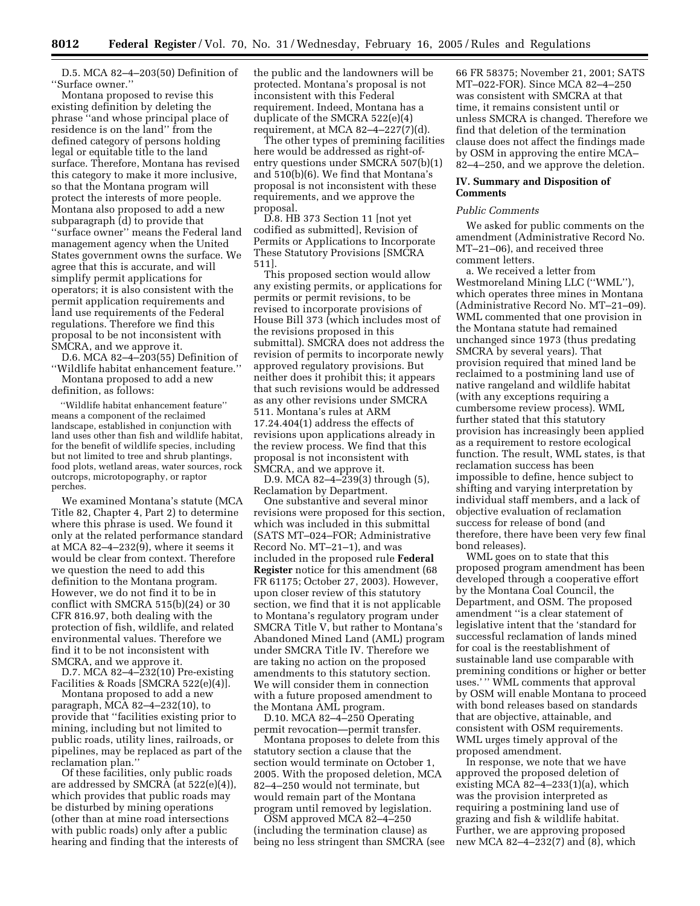D.5. MCA 82–4–203(50) Definition of ''Surface owner.''

Montana proposed to revise this existing definition by deleting the phrase ''and whose principal place of residence is on the land'' from the defined category of persons holding legal or equitable title to the land surface. Therefore, Montana has revised this category to make it more inclusive, so that the Montana program will protect the interests of more people. Montana also proposed to add a new subparagraph (d) to provide that ''surface owner'' means the Federal land management agency when the United States government owns the surface. We agree that this is accurate, and will simplify permit applications for operators; it is also consistent with the permit application requirements and land use requirements of the Federal regulations. Therefore we find this proposal to be not inconsistent with SMCRA, and we approve it.

D.6. MCA 82–4–203(55) Definition of ''Wildlife habitat enhancement feature.''

Montana proposed to add a new definition, as follows:

> ''Wildlife habitat enhancement feature'' means a component of the reclaimed landscape, established in conjunction with land uses other than fish and wildlife habitat, for the benefit of wildlife species, including but not limited to tree and shrub plantings, food plots, wetland areas, water sources, rock outcrops, microtopography, or raptor perches.

We examined Montana's statute (MCA Title 82, Chapter 4, Part 2) to determine where this phrase is used. We found it only at the related performance standard at MCA 82–4–232(9), where it seems it would be clear from context. Therefore we question the need to add this definition to the Montana program. However, we do not find it to be in conflict with SMCRA 515(b)(24) or 30 CFR 816.97, both dealing with the protection of fish, wildlife, and related environmental values. Therefore we find it to be not inconsistent with SMCRA, and we approve it.

D.7. MCA 82–4–232(10) Pre-existing Facilities & Roads [SMCRA 522(e)(4)].

Montana proposed to add a new paragraph, MCA 82–4–232(10), to provide that ''facilities existing prior to mining, including but not limited to public roads, utility lines, railroads, or pipelines, may be replaced as part of the reclamation plan.''

Of these facilities, only public roads are addressed by SMCRA (at 522(e)(4)), which provides that public roads may be disturbed by mining operations (other than at mine road intersections with public roads) only after a public hearing and finding that the interests of the public and the landowners will be protected. Montana's proposal is not inconsistent with this Federal requirement. Indeed, Montana has a duplicate of the SMCRA 522(e)(4) requirement, at MCA 82–4–227(7)(d).

The other types of premining facilities here would be addressed as right-of-entry questions under SMCRA 507(b)(1) and 510(b)(6). We find that Montana's proposal is not inconsistent with these requirements, and we approve the proposal.

D.8. HB 373 Section 11 [not yet codified as submitted], Revision of Permits or Applications to Incorporate These Statutory Provisions [SMCRA 511].

This proposed section would allow any existing permits, or applications for permits or permit revisions, to be revised to incorporate provisions of House Bill 373 (which includes most of the revisions proposed in this submittal). SMCRA does not address the revision of permits to incorporate newly approved regulatory provisions. But neither does it prohibit this; it appears that such revisions would be addressed as any other revisions under SMCRA 511. Montana's rules at ARM 17.24.404(1) address the effects of revisions upon applications already in the review process. We find that this proposal is not inconsistent with SMCRA, and we approve it.

D.9. MCA 82–4–239(3) through (5), Reclamation by Department.

One substantive and several minor revisions were proposed for this section, which was included in this submittal (SATS MT–024–FOR; Administrative Record No. MT–21–1), and was included in the proposed rule **Federal Register** notice for this amendment (68 FR 61175; October 27, 2003). However, upon closer review of this statutory section, we find that it is not applicable to Montana's regulatory program under SMCRA Title V, but rather to Montana's Abandoned Mined Land (AML) program under SMCRA Title IV. Therefore we are taking no action on the proposed amendments to this statutory section. We will consider them in connection with a future proposed amendment to the Montana AML program.

D.10. MCA 82–4–250 Operating permit revocation—permit transfer.

Montana proposes to delete from this statutory section a clause that the section would terminate on October 1, 2005. With the proposed deletion, MCA 82–4–250 would not terminate, but would remain part of the Montana program until removed by legislation.

OSM approved MCA 82–4–250 (including the termination clause) as being no less stringent than SMCRA (see 66 FR 58375; November 21, 2001; SATS MT–022-FOR). Since MCA 82–4–250 was consistent with SMCRA at that time, it remains consistent until or unless SMCRA is changed. Therefore we find that deletion of the termination clause does not affect the findings made by OSM in approving the entire MCA–82–4–250, and we approve the deletion.

## IV. Summary and Disposition of Comments

*Public Comments*

We asked for public comments on the amendment (Administrative Record No. MT–21–06), and received three comment letters.

a. We received a letter from Westmoreland Mining LLC (''WML''), which operates three mines in Montana (Administrative Record No. MT–21–09). WML commented that one provision in the Montana statute had remained unchanged since 1973 (thus predating SMCRA by several years). That provision required that mined land be reclaimed to a postmining land use of native rangeland and wildlife habitat (with any exceptions requiring a cumbersome review process). WML further stated that this statutory provision has increasingly been applied as a requirement to restore ecological function. The result, WML states, is that reclamation success has been impossible to define, hence subject to shifting and varying interpretation by individual staff members, and a lack of objective evaluation of reclamation success for release of bond (and therefore, there have been very few final bond releases).

WML goes on to state that this proposed program amendment has been developed through a cooperative effort by the Montana Coal Council, the Department, and OSM. The proposed amendment ''is a clear statement of legislative intent that the 'standard for successful reclamation of lands mined for coal is the reestablishment of sustainable land use comparable with premining conditions or higher or better uses.' '' WML comments that approval by OSM will enable Montana to proceed with bond releases based on standards that are objective, attainable, and consistent with OSM requirements. WML urges timely approval of the proposed amendment.

In response, we note that we have approved the proposed deletion of existing MCA 82–4–233(1)(a), which was the provision interpreted as requiring a postmining land use of grazing and fish & wildlife habitat. Further, we are approving proposed new MCA 82–4–232(7) and (8), which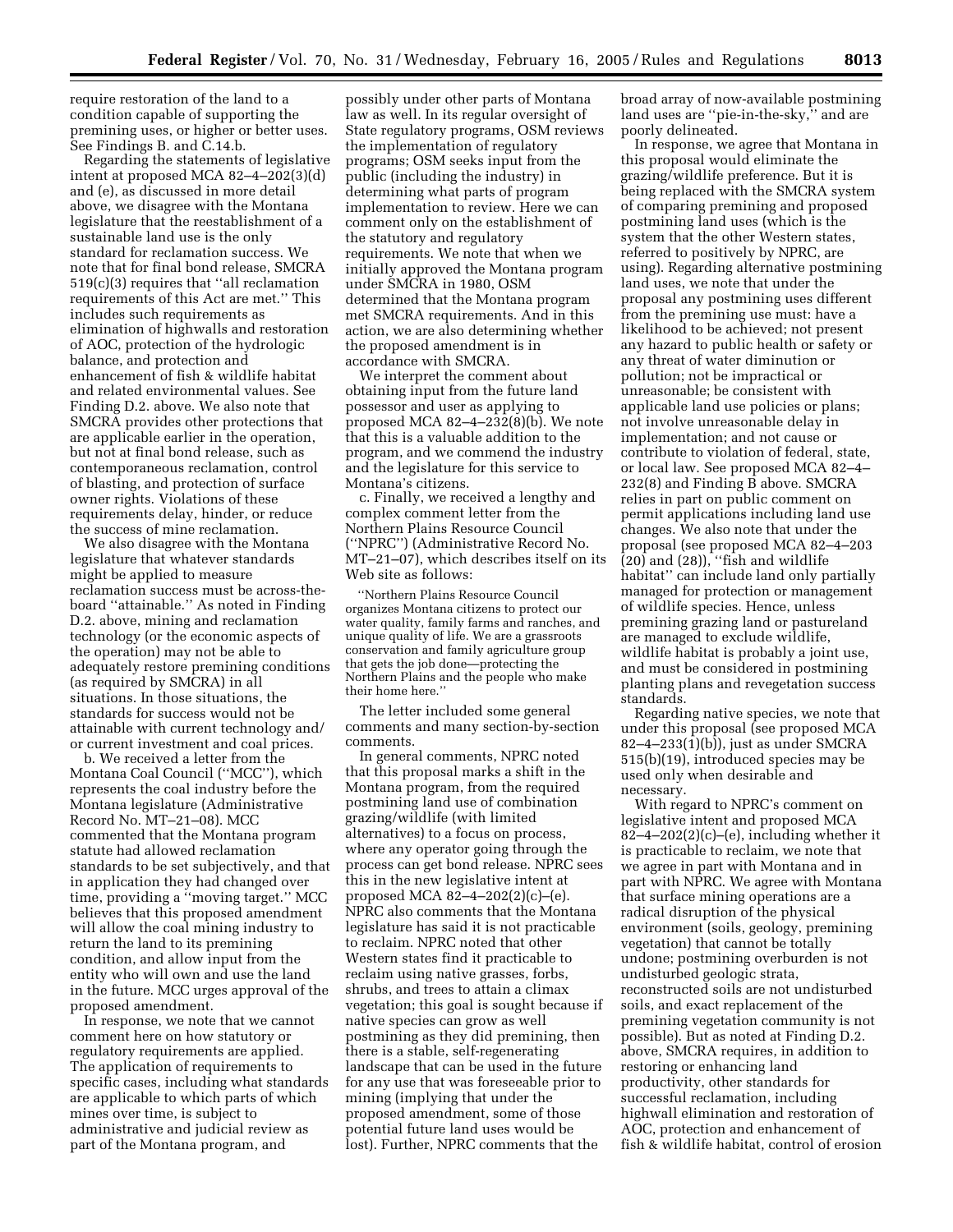require restoration of the land to a condition capable of supporting the premining uses, or higher or better uses. See Findings B. and C.14.b.

Regarding the statements of legislative intent at proposed MCA 82–4–202(3)(d) and (e), as discussed in more detail above, we disagree with the Montana legislature that the reestablishment of a sustainable land use is the only standard for reclamation success. We note that for final bond release, SMCRA 519(c)(3) requires that ''all reclamation requirements of this Act are met.'' This includes such requirements as elimination of highwalls and restoration of AOC, protection of the hydrologic balance, and protection and enhancement of fish & wildlife habitat and related environmental values. See Finding D.2. above. We also note that SMCRA provides other protections that are applicable earlier in the operation, but not at final bond release, such as contemporaneous reclamation, control of blasting, and protection of surface owner rights. Violations of these requirements delay, hinder, or reduce the success of mine reclamation.

We also disagree with the Montana legislature that whatever standards might be applied to measure reclamation success must be across-the-board ''attainable.'' As noted in Finding D.2. above, mining and reclamation technology (or the economic aspects of the operation) may not be able to adequately restore premining conditions (as required by SMCRA) in all situations. In those situations, the standards for success would not be attainable with current technology and/or current investment and coal prices.

b. We received a letter from the Montana Coal Council (''MCC''), which represents the coal industry before the Montana legislature (Administrative Record No. MT–21–08). MCC commented that the Montana program statute had allowed reclamation standards to be set subjectively, and that in application they had changed over time, providing a ''moving target.'' MCC believes that this proposed amendment will allow the coal mining industry to return the land to its premining condition, and allow input from the entity who will own and use the land in the future. MCC urges approval of the proposed amendment.

In response, we note that we cannot comment here on how statutory or regulatory requirements are applied. The application of requirements to specific cases, including what standards are applicable to which parts of which mines over time, is subject to administrative and judicial review as part of the Montana program, and possibly under other parts of Montana law as well. In its regular oversight of State regulatory programs, OSM reviews the implementation of regulatory programs; OSM seeks input from the public (including the industry) in determining what parts of program implementation to review. Here we can comment only on the establishment of the statutory and regulatory requirements. We note that when we initially approved the Montana program under SMCRA in 1980, OSM determined that the Montana program met SMCRA requirements. And in this action, we are also determining whether the proposed amendment is in accordance with SMCRA.

We interpret the comment about obtaining input from the future land possessor and user as applying to proposed MCA 82–4–232(8)(b). We note that this is a valuable addition to the program, and we commend the industry and the legislature for this service to Montana's citizens.

c. Finally, we received a lengthy and complex comment letter from the Northern Plains Resource Council (''NPRC'') (Administrative Record No. MT–21–07), which describes itself on its Web site as follows:

> ''Northern Plains Resource Council organizes Montana citizens to protect our water quality, family farms and ranches, and unique quality of life. We are a grassroots conservation and family agriculture group that gets the job done—protecting the Northern Plains and the people who make their home here.''

The letter included some general comments and many section-by-section comments.

In general comments, NPRC noted that this proposal marks a shift in the Montana program, from the required postmining land use of combination grazing/wildlife (with limited alternatives) to a focus on process, where any operator going through the process can get bond release. NPRC sees this in the new legislative intent at proposed MCA 82–4–202(2)(c)–(e). NPRC also comments that the Montana legislature has said it is not practicable to reclaim. NPRC noted that other Western states find it practicable to reclaim using native grasses, forbs, shrubs, and trees to attain a climax vegetation; this goal is sought because if native species can grow as well postmining as they did premining, then there is a stable, self-regenerating landscape that can be used in the future for any use that was foreseeable prior to mining (implying that under the proposed amendment, some of those potential future land uses would be lost). Further, NPRC comments that the broad array of now-available postmining land uses are ''pie-in-the-sky,'' and are poorly delineated.

In response, we agree that Montana in this proposal would eliminate the grazing/wildlife preference. But it is being replaced with the SMCRA system of comparing premining and proposed postmining land uses (which is the system that the other Western states, referred to positively by NPRC, are using). Regarding alternative postmining land uses, we note that under the proposal any postmining uses different from the premining use must: have a likelihood to be achieved; not present any hazard to public health or safety or any threat of water diminution or pollution; not be impractical or unreasonable; be consistent with applicable land use policies or plans; not involve unreasonable delay in implementation; and not cause or contribute to violation of federal, state, or local law. See proposed MCA 82–4–232(8) and Finding B above. SMCRA relies in part on public comment on permit applications including land use changes. We also note that under the proposal (see proposed MCA 82–4–203 (20) and (28)), ''fish and wildlife habitat'' can include land only partially managed for protection or management of wildlife species. Hence, unless premining grazing land or pastureland are managed to exclude wildlife, wildlife habitat is probably a joint use, and must be considered in postmining planting plans and revegetation success standards.

Regarding native species, we note that under this proposal (see proposed MCA 82–4–233(1)(b)), just as under SMCRA 515(b)(19), introduced species may be used only when desirable and necessary.

With regard to NPRC's comment on legislative intent and proposed MCA 82–4–202(2)(c)–(e), including whether it is practicable to reclaim, we note that we agree in part with Montana and in part with NPRC. We agree with Montana that surface mining operations are a radical disruption of the physical environment (soils, geology, premining vegetation) that cannot be totally undone; postmining overburden is not undisturbed geologic strata, reconstructed soils are not undisturbed soils, and exact replacement of the premining vegetation community is not possible). But as noted at Finding D.2. above, SMCRA requires, in addition to restoring or enhancing land productivity, other standards for successful reclamation, including highwall elimination and restoration of AOC, protection and enhancement of fish & wildlife habitat, control of erosion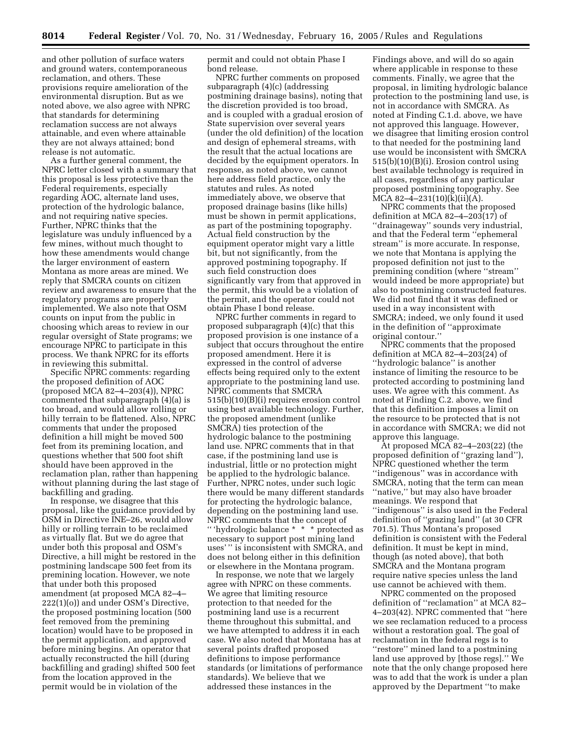and other pollution of surface waters and ground waters, contemporaneous reclamation, and others. These provisions require amelioration of the environmental disruption. But as we noted above, we also agree with NPRC that standards for determining reclamation success are not always attainable, and even where attainable they are not always attained; bond release is not automatic.

As a further general comment, the NPRC letter closed with a summary that this proposal is less protective than the Federal requirements, especially regarding AOC, alternate land uses, protection of the hydrologic balance, and not requiring native species. Further, NPRC thinks that the legislature was unduly influenced by a few mines, without much thought to how these amendments would change the larger environment of eastern Montana as more areas are mined. We reply that SMCRA counts on citizen review and awareness to ensure that the regulatory programs are properly implemented. We also note that OSM counts on input from the public in choosing which areas to review in our regular oversight of State programs; we encourage NPRC to participate in this process. We thank NPRC for its efforts in reviewing this submittal.

Specific NPRC comments: regarding the proposed definition of AOC (proposed MCA 82–4–203(4)), NPRC commented that subparagraph (4)(a) is too broad, and would allow rolling or hilly terrain to be flattened. Also, NPRC comments that under the proposed definition a hill might be moved 500 feet from its premining location, and questions whether that 500 foot shift should have been approved in the reclamation plan, rather than happening without planning during the last stage of backfilling and grading.

In response, we disagree that this proposal, like the guidance provided by OSM in Directive INE–26, would allow hilly or rolling terrain to be reclaimed as virtually flat. But we do agree that under both this proposal and OSM's Directive, a hill might be restored in the postmining landscape 500 feet from its premining location. However, we note that under both this proposed amendment (at proposed MCA 82–4–222(1)(o)) and under OSM's Directive, the proposed postmining location (500 feet removed from the premining location) would have to be proposed in the permit application, and approved before mining begins. An operator that actually reconstructed the hill (during backfilling and grading) shifted 500 feet from the location approved in the permit would be in violation of the permit and could not obtain Phase I bond release.

NPRC further comments on proposed subparagraph (4)(c) (addressing postmining drainage basins), noting that the discretion provided is too broad, and is coupled with a gradual erosion of State supervision over several years (under the old definition) of the location and design of ephemeral streams, with the result that the actual locations are decided by the equipment operators. In response, as noted above, we cannot here address field practice, only the statutes and rules. As noted immediately above, we observe that proposed drainage basins (like hills) must be shown in permit applications, as part of the postmining topography. Actual field construction by the equipment operator might vary a little bit, but not significantly, from the approved postmining topography. If such field construction does significantly vary from that approved in the permit, this would be a violation of the permit, and the operator could not obtain Phase I bond release.

NPRC further comments in regard to proposed subparagraph (4)(c) that this proposed provision is one instance of a subject that occurs throughout the entire proposed amendment. Here it is expressed in the control of adverse effects being required only to the extent appropriate to the postmining land use. NPRC comments that SMCRA 515(b)(10)(B)(i) requires erosion control using best available technology. Further, the proposed amendment (unlike SMCRA) ties protection of the hydrologic balance to the postmining land use. NPRC comments that in that case, if the postmining land use is industrial, little or no protection might be applied to the hydrologic balance. Further, NPRC notes, under such logic there would be many different standards for protecting the hydrologic balance, depending on the postmining land use. NPRC comments that the concept of "'hydrologic balance * * * protected as necessary to support post mining land uses'" is inconsistent with SMCRA, and does not belong either in this definition or elsewhere in the Montana program.

In response, we note that we largely agree with NPRC on these comments. We agree that limiting resource protection to that needed for the postmining land use is a recurrent theme throughout this submittal, and we have attempted to address it in each case. We also noted that Montana has at several points drafted proposed definitions to impose performance standards (or limitations of performance standards). We believe that we addressed these instances in the Findings above, and will do so again where applicable in response to these comments. Finally, we agree that the proposal, in limiting hydrologic balance protection to the postmining land use, is not in accordance with SMCRA. As noted at Finding C.1.d. above, we have not approved this language. However, we disagree that limiting erosion control to that needed for the postmining land use would be inconsistent with SMCRA 515(b)(10)(B)(i). Erosion control using best available technology is required in all cases, regardless of any particular proposed postmining topography. See MCA 82–4–231(10)(k)(ii)(A).

NPRC comments that the proposed definition at MCA 82–4–203(17) of "drainageway" sounds very industrial, and that the Federal term "ephemeral stream" is more accurate. In response, we note that Montana is applying the proposed definition not just to the premining condition (where "stream" would indeed be more appropriate) but also to postmining constructed features. We did not find that it was defined or used in a way inconsistent with SMCRA; indeed, we only found it used in the definition of "approximate original contour."

NPRC comments that the proposed definition at MCA 82–4–203(24) of "hydrologic balance" is another instance of limiting the resource to be protected according to postmining land uses. We agree with this comment. As noted at Finding C.2. above, we find that this definition imposes a limit on the resource to be protected that is not in accordance with SMCRA; we did not approve this language.

At proposed MCA 82–4–203(22) (the proposed definition of "grazing land"), NPRC questioned whether the term "indigenous" was in accordance with SMCRA, noting that the term can mean "native," but may also have broader meanings. We respond that "indigenous" is also used in the Federal definition of "grazing land" (at 30 CFR 701.5). Thus Montana's proposed definition is consistent with the Federal definition. It must be kept in mind, though (as noted above), that both SMCRA and the Montana program require native species unless the land use cannot be achieved with them.

NPRC commented on the proposed definition of "reclamation" at MCA 82–4–203(42). NPRC commented that "here we see reclamation reduced to a process without a restoration goal. The goal of reclamation in the federal regs is to "restore" mined land to a postmining land use approved by [those regs]." We note that the only change proposed here was to add that the work is under a plan approved by the Department "to make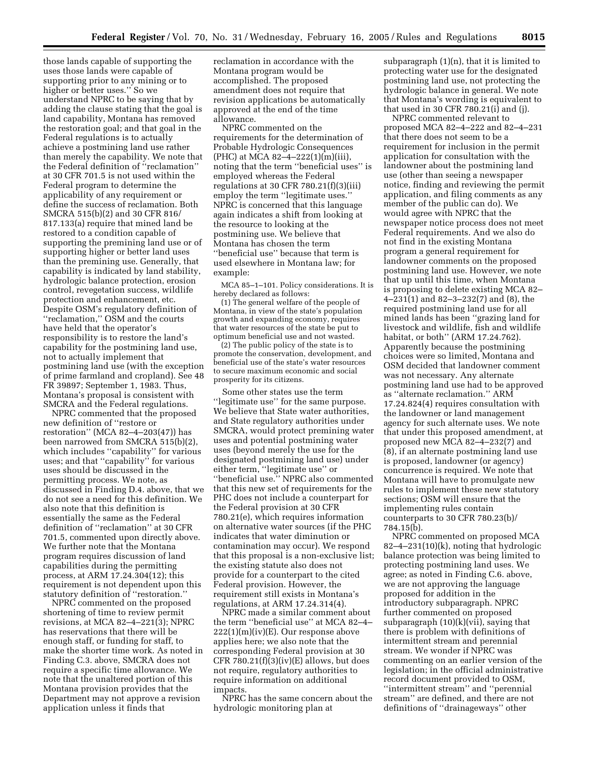those lands capable of supporting the uses those lands were capable of supporting prior to any mining or to higher or better uses.'' So we understand NPRC to be saying that by adding the clause stating that the goal is land capability, Montana has removed the restoration goal; and that goal in the Federal regulations is to actually achieve a postmining land use rather than merely the capability. We note that the Federal definition of ''reclamation'' at 30 CFR 701.5 is not used within the Federal program to determine the applicability of any requirement or define the success of reclamation. Both SMCRA 515(b)(2) and 30 CFR 816/817.133(a) require that mined land be restored to a condition capable of supporting the premining land use or of supporting higher or better land uses than the premining use. Generally, that capability is indicated by land stability, hydrologic balance protection, erosion control, revegetation success, wildlife protection and enhancement, etc. Despite OSM's regulatory definition of ''reclamation,'' OSM and the courts have held that the operator's responsibility is to restore the land's capability for the postmining land use, not to actually implement that postmining land use (with the exception of prime farmland and cropland). See 48 FR 39897; September 1, 1983. Thus, Montana's proposal is consistent with SMCRA and the Federal regulations.

NPRC commented that the proposed new definition of ''restore or restoration'' (MCA 82–4–203(47)) has been narrowed from SMCRA 515(b)(2), which includes ''capability'' for various uses; and that ''capability'' for various uses should be discussed in the permitting process. We note, as discussed in Finding D.4. above, that we do not see a need for this definition. We also note that this definition is essentially the same as the Federal definition of ''reclamation'' at 30 CFR 701.5, commented upon directly above. We further note that the Montana program requires discussion of land capabilities during the permitting process, at ARM 17.24.304(12); this requirement is not dependent upon this statutory definition of ''restoration.''

NPRC commented on the proposed shortening of time to review permit revisions, at MCA 82–4–221(3); NPRC has reservations that there will be enough staff, or funding for staff, to make the shorter time work. As noted in Finding C.3. above, SMCRA does not require a specific time allowance. We note that the unaltered portion of this Montana provision provides that the Department may not approve a revision application unless it finds that reclamation in accordance with the Montana program would be accomplished. The proposed amendment does not require that revision applications be automatically approved at the end of the time allowance.

NPRC commented on the requirements for the determination of Probable Hydrologic Consequences (PHC) at MCA 82–4–222(1)(m)(iii), noting that the term ''beneficial uses'' is employed whereas the Federal regulations at 30 CFR 780.21(f)(3)(iii) employ the term ''legitimate uses.'' NPRC is concerned that this language again indicates a shift from looking at the resource to looking at the postmining use. We believe that Montana has chosen the term ''beneficial use'' because that term is used elsewhere in Montana law; for example:

MCA 85–1–101. Policy considerations. It is hereby declared as follows:

(1) The general welfare of the people of Montana, in view of the state's population growth and expanding economy, requires that water resources of the state be put to optimum beneficial use and not wasted.

(2) The public policy of the state is to promote the conservation, development, and beneficial use of the state's water resources to secure maximum economic and social prosperity for its citizens.

Some other states use the term ''legitimate use'' for the same purpose. We believe that State water authorities, and State regulatory authorities under SMCRA, would protect premining water uses and potential postmining water uses (beyond merely the use for the designated postmining land use) under either term, ''legitimate use'' or ''beneficial use.'' NPRC also commented that this new set of requirements for the PHC does not include a counterpart for the Federal provision at 30 CFR 780.21(e), which requires information on alternative water sources (if the PHC indicates that water diminution or contamination may occur). We respond that this proposal is a non-exclusive list; the existing statute also does not provide for a counterpart to the cited Federal provision. However, the requirement still exists in Montana's regulations, at ARM 17.24.314(4).

NPRC made a similar comment about the term ''beneficial use'' at MCA 82–4–222(1)(m)(iv)(E). Our response above applies here; we also note that the corresponding Federal provision at 30 CFR 780.21(f)(3)(iv)(E) allows, but does not require, regulatory authorities to require information on additional impacts.

NPRC has the same concern about the hydrologic monitoring plan at subparagraph (1)(n), that it is limited to protecting water use for the designated postmining land use, not protecting the hydrologic balance in general. We note that Montana's wording is equivalent to that used in 30 CFR 780.21(i) and (j).

NPRC commented relevant to proposed MCA 82–4–222 and 82–4–231 that there does not seem to be a requirement for inclusion in the permit application for consultation with the landowner about the postmining land use (other than seeing a newspaper notice, finding and reviewing the permit application, and filing comments as any member of the public can do). We would agree with NPRC that the newspaper notice process does not meet Federal requirements. And we also do not find in the existing Montana program a general requirement for landowner comments on the proposed postmining land use. However, we note that up until this time, when Montana is proposing to delete existing MCA 82–4–231(1) and 82–3–232(7) and (8), the required postmining land use for all mined lands has been ''grazing land for livestock and wildlife, fish and wildlife habitat, or both'' (ARM 17.24.762). Apparently because the postmining choices were so limited, Montana and OSM decided that landowner comment was not necessary. Any alternate postmining land use had to be approved as ''alternate reclamation.'' ARM 17.24.824(4) requires consultation with the landowner or land management agency for such alternate uses. We note that under this proposed amendment, at proposed new MCA 82–4–232(7) and (8), if an alternate postmining land use is proposed, landowner (or agency) concurrence is required. We note that Montana will have to promulgate new rules to implement these new statutory sections; OSM will ensure that the implementing rules contain counterparts to 30 CFR 780.23(b)/784.15(b).

NPRC commented on proposed MCA 82–4–231(10)(k), noting that hydrologic balance protection was being limited to protecting postmining land uses. We agree; as noted in Finding C.6. above, we are not approving the language proposed for addition in the introductory subparagraph. NPRC further commented on proposed subparagraph (10)(k)(vii), saying that there is problem with definitions of intermittent stream and perennial stream. We wonder if NPRC was commenting on an earlier version of the legislation; in the official administrative record document provided to OSM, ''intermittent stream'' and ''perennial stream'' are defined, and there are not definitions of ''drainageways'' other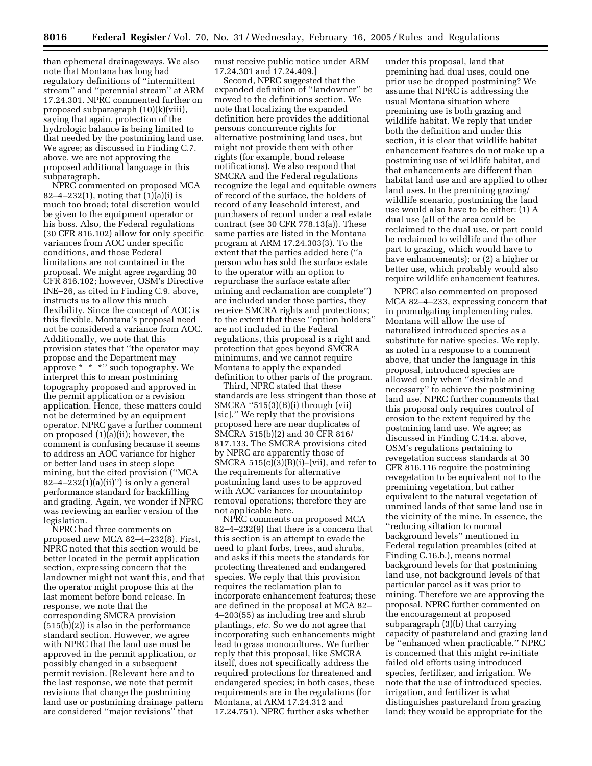than ephemeral drainageways. We also note that Montana has long had regulatory definitions of ''intermittent stream'' and ''perennial stream'' at ARM 17.24.301. NPRC commented further on proposed subparagraph (10)(k)(viii), saying that again, protection of the hydrologic balance is being limited to that needed by the postmining land use. We agree; as discussed in Finding C.7. above, we are not approving the proposed additional language in this subparagraph.

NPRC commented on proposed MCA 82–4–232(1), noting that (1)(a)(i) is much too broad; total discretion would be given to the equipment operator or his boss. Also, the Federal regulations (30 CFR 816.102) allow for only specific variances from AOC under specific conditions, and those Federal limitations are not contained in the proposal. We might agree regarding 30 CFR 816.102; however, OSM's Directive INE–26, as cited in Finding C.9. above, instructs us to allow this much flexibility. Since the concept of AOC is this flexible, Montana's proposal need not be considered a variance from AOC. Additionally, we note that this provision states that ''the operator may propose and the Department may approve * * *'' such topography. We interpret this to mean postmining topography proposed and approved in the permit application or a revision application. Hence, these matters could not be determined by an equipment operator. NPRC gave a further comment on proposed (1)(a)(ii); however, the comment is confusing because it seems to address an AOC variance for higher or better land uses in steep slope mining, but the cited provision (''MCA 82–4–232(1)(a)(ii)'') is only a general performance standard for backfilling and grading. Again, we wonder if NPRC was reviewing an earlier version of the legislation.

NPRC had three comments on proposed new MCA 82–4–232(8). First, NPRC noted that this section would be better located in the permit application section, expressing concern that the landowner might not want this, and that the operator might propose this at the last moment before bond release. In response, we note that the corresponding SMCRA provision (515(b)(2)) is also in the performance standard section. However, we agree with NPRC that the land use must be approved in the permit application, or possibly changed in a subsequent permit revision. [Relevant here and to the last response, we note that permit revisions that change the postmining land use or postmining drainage pattern are considered ''major revisions'' that must receive public notice under ARM 17.24.301 and 17.24.409.]

Second, NPRC suggested that the expanded definition of ''landowner'' be moved to the definitions section. We note that localizing the expanded definition here provides the additional persons concurrence rights for alternative postmining land uses, but might not provide them with other rights (for example, bond release notifications). We also respond that SMCRA and the Federal regulations recognize the legal and equitable owners of record of the surface, the holders of record of any leasehold interest, and purchasers of record under a real estate contract (see 30 CFR 778.13(a)). These same parties are listed in the Montana program at ARM 17.24.303(3). To the extent that the parties added here (''a person who has sold the surface estate to the operator with an option to repurchase the surface estate after mining and reclamation are complete'') are included under those parties, they receive SMCRA rights and protections; to the extent that these ''option holders'' are not included in the Federal regulations, this proposal is a right and protection that goes beyond SMCRA minimums, and we cannot require Montana to apply the expanded definition to other parts of the program.

Third, NPRC stated that these standards are less stringent than those at SMCRA ''515(3)(B)(i) through (vii) [sic].'' We reply that the provisions proposed here are near duplicates of SMCRA 515(b)(2) and 30 CFR 816/817.133. The SMCRA provisions cited by NPRC are apparently those of SMCRA 515(c)(3)(B)(i)–(vii), and refer to the requirements for alternative postmining land uses to be approved with AOC variances for mountaintop removal operations; therefore they are not applicable here.

NPRC comments on proposed MCA 82–4–232(9) that there is a concern that this section is an attempt to evade the need to plant forbs, trees, and shrubs, and asks if this meets the standards for protecting threatened and endangered species. We reply that this provision requires the reclamation plan to incorporate enhancement features; these are defined in the proposal at MCA 82–4–203(55) as including tree and shrub plantings, *etc.* So we do not agree that incorporating such enhancements might lead to grass monocultures. We further reply that this proposal, like SMCRA itself, does not specifically address the required protections for threatened and endangered species; in both cases, these requirements are in the regulations (for Montana, at ARM 17.24.312 and 17.24.751). NPRC further asks whether under this proposal, land that premining had dual uses, could one prior use be dropped postmining? We assume that NPRC is addressing the usual Montana situation where premining use is both grazing and wildlife habitat. We reply that under both the definition and under this section, it is clear that wildlife habitat enhancement features do not make up a postmining use of wildlife habitat, and that enhancements are different than habitat land use and are applied to other land uses. In the premining grazing/wildlife scenario, postmining the land use would also have to be either: (1) A dual use (all of the area could be reclaimed to the dual use, or part could be reclaimed to wildlife and the other part to grazing, which would have to have enhancements); or (2) a higher or better use, which probably would also require wildlife enhancement features.

NPRC also commented on proposed MCA 82–4–233, expressing concern that in promulgating implementing rules, Montana will allow the use of naturalized introduced species as a substitute for native species. We reply, as noted in a response to a comment above, that under the language in this proposal, introduced species are allowed only when ''desirable and necessary'' to achieve the postmining land use. NPRC further comments that this proposal only requires control of erosion to the extent required by the postmining land use. We agree; as discussed in Finding C.14.a. above, OSM's regulations pertaining to revegetation success standards at 30 CFR 816.116 require the postmining revegetation to be equivalent not to the premining vegetation, but rather equivalent to the natural vegetation of unmined lands of that same land use in the vicinity of the mine. In essence, the ''reducing siltation to normal background levels'' mentioned in Federal regulation preambles (cited at Finding C.16.b.), means normal background levels for that postmining land use, not background levels of that particular parcel as it was prior to mining. Therefore we are approving the proposal. NPRC further commented on the encouragement at proposed subparagraph (3)(b) that carrying capacity of pastureland and grazing land be ''enhanced when practicable.'' NPRC is concerned that this might re-initiate failed old efforts using introduced species, fertilizer, and irrigation. We note that the use of introduced species, irrigation, and fertilizer is what distinguishes pastureland from grazing land; they would be appropriate for the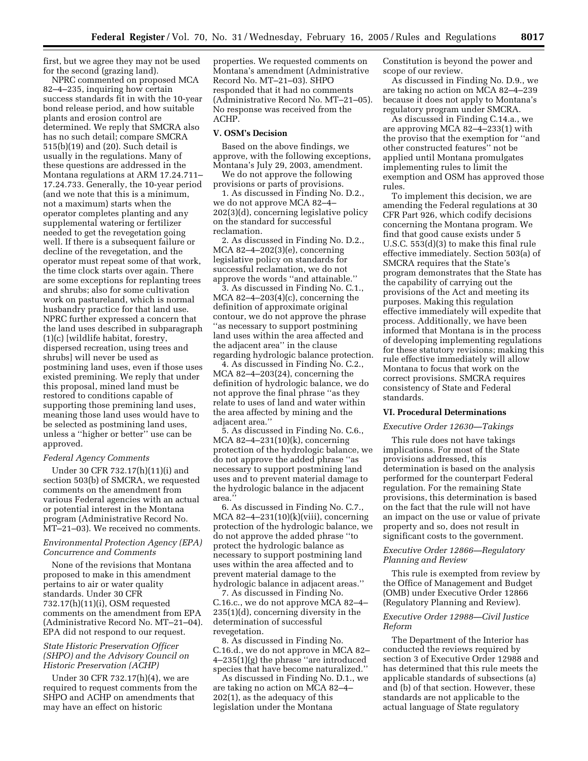first, but we agree they may not be used for the second (grazing land).

NPRC commented on proposed MCA 82–4–235, inquiring how certain success standards fit in with the 10-year bond release period, and how suitable plants and erosion control are determined. We reply that SMCRA also has no such detail; compare SMCRA 515(b)(19) and (20). Such detail is usually in the regulations. Many of these questions are addressed in the Montana regulations at ARM 17.24.711–17.24.733. Generally, the 10-year period (and we note that this is a minimum, not a maximum) starts when the operator completes planting and any supplemental watering or fertilizer needed to get the revegetation going well. If there is a subsequent failure or decline of the revegetation, and the operator must repeat some of that work, the time clock starts over again. There are some exceptions for replanting trees and shrubs; also for some cultivation work on pastureland, which is normal husbandry practice for that land use. NPRC further expressed a concern that the land uses described in subparagraph (1)(c) [wildlife habitat, forestry, dispersed recreation, using trees and shrubs] will never be used as postmining land uses, even if those uses existed premining. We reply that under this proposal, mined land must be restored to conditions capable of supporting those premining land uses, meaning those land uses would have to be selected as postmining land uses, unless a ''higher or better'' use can be approved.

*Federal Agency Comments*

Under 30 CFR 732.17(h)(11)(i) and section 503(b) of SMCRA, we requested comments on the amendment from various Federal agencies with an actual or potential interest in the Montana program (Administrative Record No. MT–21–03). We received no comments.

*Environmental Protection Agency (EPA) Concurrence and Comments*

None of the revisions that Montana proposed to make in this amendment pertains to air or water quality standards. Under 30 CFR 732.17(h)(11)(i), OSM requested comments on the amendment from EPA (Administrative Record No. MT–21–04). EPA did not respond to our request.

*State Historic Preservation Officer (SHPO) and the Advisory Council on Historic Preservation (ACHP)*

Under 30 CFR 732.17(h)(4), we are required to request comments from the SHPO and ACHP on amendments that may have an effect on historic properties. We requested comments on Montana's amendment (Administrative Record No. MT–21–03). SHPO responded that it had no comments (Administrative Record No. MT–21–05). No response was received from the ACHP.

## V. OSM's Decision

Based on the above findings, we approve, with the following exceptions, Montana's July 29, 2003, amendment.

We do not approve the following provisions or parts of provisions.

1. As discussed in Finding No. D.2., we do not approve MCA 82–4–202(3)(d), concerning legislative policy on the standard for successful reclamation.

2. As discussed in Finding No. D.2., MCA 82–4–202(3)(e), concerning legislative policy on standards for successful reclamation, we do not approve the words ''and attainable.''

3. As discussed in Finding No. C.1., MCA 82–4–203(4)(c), concerning the definition of approximate original contour, we do not approve the phrase ''as necessary to support postmining land uses within the area affected and the adjacent area'' in the clause regarding hydrologic balance protection.

4. As discussed in Finding No. C.2., MCA 82–4–203(24), concerning the definition of hydrologic balance, we do not approve the final phrase ''as they relate to uses of land and water within the area affected by mining and the adjacent area.''

5. As discussed in Finding No. C.6., MCA 82–4–231(10)(k), concerning protection of the hydrologic balance, we do not approve the added phrase ''as necessary to support postmining land uses and to prevent material damage to the hydrologic balance in the adjacent area.''

6. As discussed in Finding No. C.7., MCA 82–4–231(10)(k)(viii), concerning protection of the hydrologic balance, we do not approve the added phrase ''to protect the hydrologic balance as necessary to support postmining land uses within the area affected and to prevent material damage to the hydrologic balance in adjacent areas.''

7. As discussed in Finding No. C.16.c., we do not approve MCA 82–4–235(1)(d), concerning diversity in the determination of successful revegetation.

8. As discussed in Finding No. C.16.d., we do not approve in MCA 82–4–235(1)(g) the phrase ''are introduced species that have become naturalized.''

As discussed in Finding No. D.1., we are taking no action on MCA 82–4–202(1), as the adequacy of this legislation under the Montana Constitution is beyond the power and scope of our review.

As discussed in Finding No. D.9., we are taking no action on MCA 82–4–239 because it does not apply to Montana's regulatory program under SMCRA.

As discussed in Finding C.14.a., we are approving MCA 82–4–233(1) with the proviso that the exemption for ''and other constructed features'' not be applied until Montana promulgates implementing rules to limit the exemption and OSM has approved those rules.

To implement this decision, we are amending the Federal regulations at 30 CFR Part 926, which codify decisions concerning the Montana program. We find that good cause exists under 5 U.S.C. 553(d)(3) to make this final rule effective immediately. Section 503(a) of SMCRA requires that the State's program demonstrates that the State has the capability of carrying out the provisions of the Act and meeting its purposes. Making this regulation effective immediately will expedite that process. Additionally, we have been informed that Montana is in the process of developing implementing regulations for these statutory revisions; making this rule effective immediately will allow Montana to focus that work on the correct provisions. SMCRA requires consistency of State and Federal standards.

## VI. Procedural Determinations

*Executive Order 12630—Takings*

This rule does not have takings implications. For most of the State provisions addressed, this determination is based on the analysis performed for the counterpart Federal regulation. For the remaining State provisions, this determination is based on the fact that the rule will not have an impact on the use or value of private property and so, does not result in significant costs to the government.

*Executive Order 12866—Regulatory Planning and Review*

This rule is exempted from review by the Office of Management and Budget (OMB) under Executive Order 12866 (Regulatory Planning and Review).

*Executive Order 12988—Civil Justice Reform*

The Department of the Interior has conducted the reviews required by section 3 of Executive Order 12988 and has determined that this rule meets the applicable standards of subsections (a) and (b) of that section. However, these standards are not applicable to the actual language of State regulatory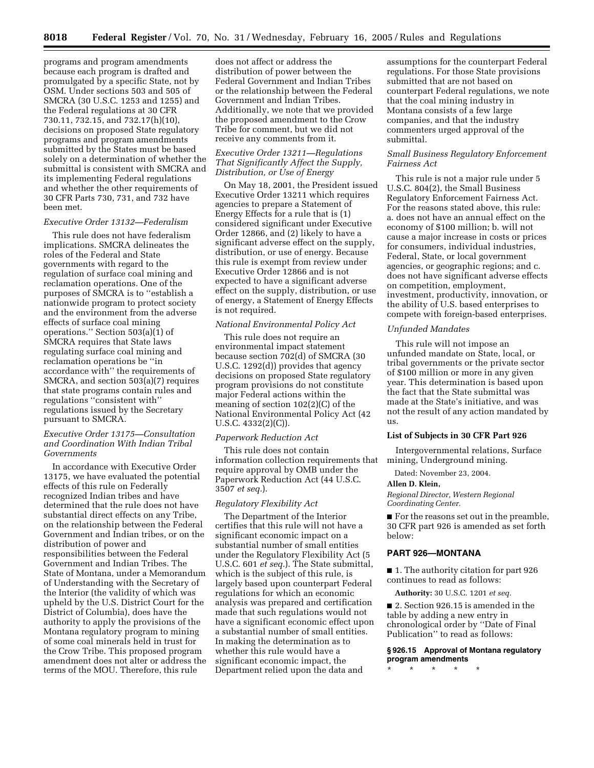programs and program amendments because each program is drafted and promulgated by a specific State, not by OSM. Under sections 503 and 505 of SMCRA (30 U.S.C. 1253 and 1255) and the Federal regulations at 30 CFR 730.11, 732.15, and 732.17(h)(10), decisions on proposed State regulatory programs and program amendments submitted by the States must be based solely on a determination of whether the submittal is consistent with SMCRA and its implementing Federal regulations and whether the other requirements of 30 CFR Parts 730, 731, and 732 have been met.

*Executive Order 13132—Federalism*

This rule does not have federalism implications. SMCRA delineates the roles of the Federal and State governments with regard to the regulation of surface coal mining and reclamation operations. One of the purposes of SMCRA is to ''establish a nationwide program to protect society and the environment from the adverse effects of surface coal mining operations.'' Section 503(a)(1) of SMCRA requires that State laws regulating surface coal mining and reclamation operations be ''in accordance with'' the requirements of SMCRA, and section 503(a)(7) requires that state programs contain rules and regulations ''consistent with'' regulations issued by the Secretary pursuant to SMCRA.

*Executive Order 13175—Consultation and Coordination With Indian Tribal Governments*

In accordance with Executive Order 13175, we have evaluated the potential effects of this rule on Federally recognized Indian tribes and have determined that the rule does not have substantial direct effects on any Tribe, on the relationship between the Federal Government and Indian tribes, or on the distribution of power and responsibilities between the Federal Government and Indian Tribes. The State of Montana, under a Memorandum of Understanding with the Secretary of the Interior (the validity of which was upheld by the U.S. District Court for the District of Columbia), does have the authority to apply the provisions of the Montana regulatory program to mining of some coal minerals held in trust for the Crow Tribe. This proposed program amendment does not alter or address the terms of the MOU. Therefore, this rule does not affect or address the distribution of power between the Federal Government and Indian Tribes or the relationship between the Federal Government and Indian Tribes. Additionally, we note that we provided the proposed amendment to the Crow Tribe for comment, but we did not receive any comments from it.

*Executive Order 13211—Regulations That Significantly Affect the Supply, Distribution, or Use of Energy*

On May 18, 2001, the President issued Executive Order 13211 which requires agencies to prepare a Statement of Energy Effects for a rule that is (1) considered significant under Executive Order 12866, and (2) likely to have a significant adverse effect on the supply, distribution, or use of energy. Because this rule is exempt from review under Executive Order 12866 and is not expected to have a significant adverse effect on the supply, distribution, or use of energy, a Statement of Energy Effects is not required.

*National Environmental Policy Act*

This rule does not require an environmental impact statement because section 702(d) of SMCRA (30 U.S.C. 1292(d)) provides that agency decisions on proposed State regulatory program provisions do not constitute major Federal actions within the meaning of section 102(2)(C) of the National Environmental Policy Act (42 U.S.C. 4332(2)(C)).

*Paperwork Reduction Act*

This rule does not contain information collection requirements that require approval by OMB under the Paperwork Reduction Act (44 U.S.C. 3507 *et seq.*).

*Regulatory Flexibility Act*

The Department of the Interior certifies that this rule will not have a significant economic impact on a substantial number of small entities under the Regulatory Flexibility Act (5 U.S.C. 601 *et seq.*). The State submittal, which is the subject of this rule, is largely based upon counterpart Federal regulations for which an economic analysis was prepared and certification made that such regulations would not have a significant economic effect upon a substantial number of small entities. In making the determination as to whether this rule would have a significant economic impact, the Department relied upon the data and assumptions for the counterpart Federal regulations. For those State provisions submitted that are not based on counterpart Federal regulations, we note that the coal mining industry in Montana consists of a few large companies, and that the industry commenters urged approval of the submittal.

*Small Business Regulatory Enforcement Fairness Act*

This rule is not a major rule under 5 U.S.C. 804(2), the Small Business Regulatory Enforcement Fairness Act. For the reasons stated above, this rule: a. does not have an annual effect on the economy of $100 million; b. will not cause a major increase in costs or prices for consumers, individual industries, Federal, State, or local government agencies, or geographic regions; and c. does not have significant adverse effects on competition, employment, investment, productivity, innovation, or the ability of U.S. based enterprises to compete with foreign-based enterprises.

*Unfunded Mandates*

This rule will not impose an unfunded mandate on State, local, or tribal governments or the private sector of $100 million or more in any given year. This determination is based upon the fact that the State submittal was made at the State's initiative, and was not the result of any action mandated by us.

**List of Subjects in 30 CFR Part 926**

Intergovernmental relations, Surface mining, Underground mining.

Dated: November 23, 2004.

**Allen D. Klein,**

*Regional Director, Western Regional Coordinating Center.*

■ For the reasons set out in the preamble, 30 CFR part 926 is amended as set forth below:

## PART 926—MONTANA

■ 1. The authority citation for part 926 continues to read as follows:

**Authority:** 30 U.S.C. 1201 *et seq.*

■ 2. Section 926.15 is amended in the table by adding a new entry in chronological order by ''Date of Final Publication'' to read as follows:

**§ 926.15 Approval of Montana regulatory program amendments**

\* \* \* \* \*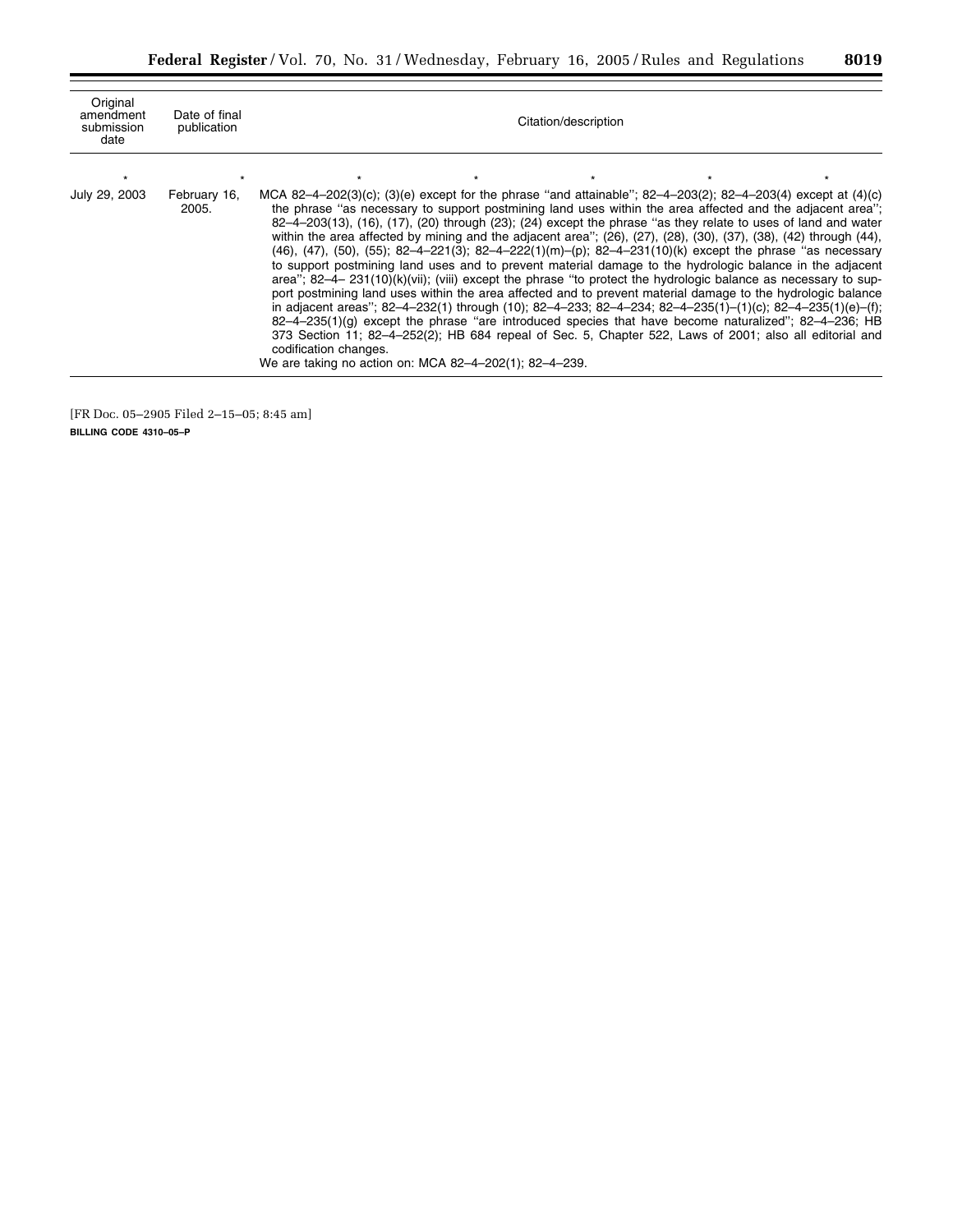| Original amendment submission date | Date of final publication | Citation/description |
| --- | --- | --- |
| * | * | * * * * * |
| July 29, 2003 | February 16, 2005. | MCA 82–4–202(3)(c); (3)(e) except for the phrase ''and attainable''; 82–4–203(2); 82–4–203(4) except at (4)(c) the phrase ''as necessary to support postmining land uses within the area affected and the adjacent area''; 82–4–203(13), (16), (17), (20) through (23); (24) except the phrase ''as they relate to uses of land and water within the area affected by mining and the adjacent area''; (26), (27), (28), (30), (37), (38), (42) through (44), (46), (47), (50), (55); 82–4–221(3); 82–4–222(1)(m)–(p); 82–4–231(10)(k) except the phrase ''as necessary to support postmining land uses and to prevent material damage to the hydrologic balance in the adjacent area''; 82–4– 231(10)(k)(vii); (viii) except the phrase ''to protect the hydrologic balance as necessary to support postmining land uses within the area affected and to prevent material damage to the hydrologic balance in adjacent areas''; 82–4–232(1) through (10); 82–4–233; 82–4–234; 82–4–235(1)–(1)(c); 82–4–235(1)(e)–(f); 82–4–235(1)(g) except the phrase ''are introduced species that have become naturalized''; 82–4–236; HB 373 Section 11; 82–4–252(2); HB 684 repeal of Sec. 5, Chapter 522, Laws of 2001; also all editorial and codification changes. We are taking no action on: MCA 82–4–202(1); 82–4–239. |

[FR Doc. 05–2905 Filed 2–15–05; 8:45 am]

**BILLING CODE 4310–05–P**